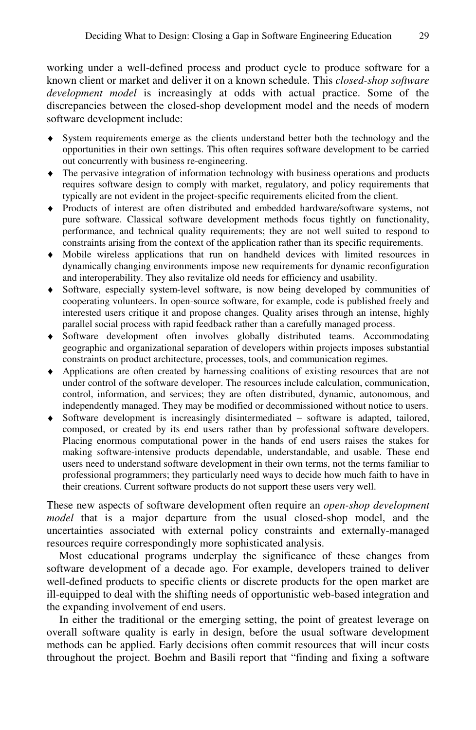working under a well-defined process and product cycle to produce software for a known client or market and deliver it on a known schedule. This *closed-shop software development model* is increasingly at odds with actual practice. Some of the discrepancies between the closed-shop development model and the needs of modern software development include:

- System requirements emerge as the clients understand better both the technology and the opportunities in their own settings. This often requires software development to be carried out concurrently with business re-engineering.
- The pervasive integration of information technology with business operations and products requires software design to comply with market, regulatory, and policy requirements that typically are not evident in the project-specific requirements elicited from the client.
- Products of interest are often distributed and embedded hardware/software systems, not pure software. Classical software development methods focus tightly on functionality, performance, and technical quality requirements; they are not well suited to respond to constraints arising from the context of the application rather than its specific requirements.
- Mobile wireless applications that run on handheld devices with limited resources in dynamically changing environments impose new requirements for dynamic reconfiguration and interoperability. They also revitalize old needs for efficiency and usability.
- Software, especially system-level software, is now being developed by communities of cooperating volunteers. In open-source software, for example, code is published freely and interested users critique it and propose changes. Quality arises through an intense, highly parallel social process with rapid feedback rather than a carefully managed process.
- Software development often involves globally distributed teams. Accommodating geographic and organizational separation of developers within projects imposes substantial constraints on product architecture, processes, tools, and communication regimes.
- Applications are often created by harnessing coalitions of existing resources that are not under control of the software developer. The resources include calculation, communication, control, information, and services; they are often distributed, dynamic, autonomous, and independently managed. They may be modified or decommissioned without notice to users.
- Software development is increasingly disintermediated – software is adapted, tailored, composed, or created by its end users rather than by professional software developers. Placing enormous computational power in the hands of end users raises the stakes for making software-intensive products dependable, understandable, and usable. These end users need to understand software development in their own terms, not the terms familiar to professional programmers; they particularly need ways to decide how much faith to have in their creations. Current software products do not support these users very well.

These new aspects of software development often require an *open-shop development model* that is a major departure from the usual closed-shop model, and the uncertainties associated with external policy constraints and externally-managed resources require correspondingly more sophisticated analysis.

Most educational programs underplay the significance of these changes from software development of a decade ago. For example, developers trained to deliver well-defined products to specific clients or discrete products for the open market are ill-equipped to deal with the shifting needs of opportunistic web-based integration and the expanding involvement of end users.

In either the traditional or the emerging setting, the point of greatest leverage on overall software quality is early in design, before the usual software development methods can be applied. Early decisions often commit resources that will incur costs throughout the project. Boehm and Basili report that "finding and fixing a software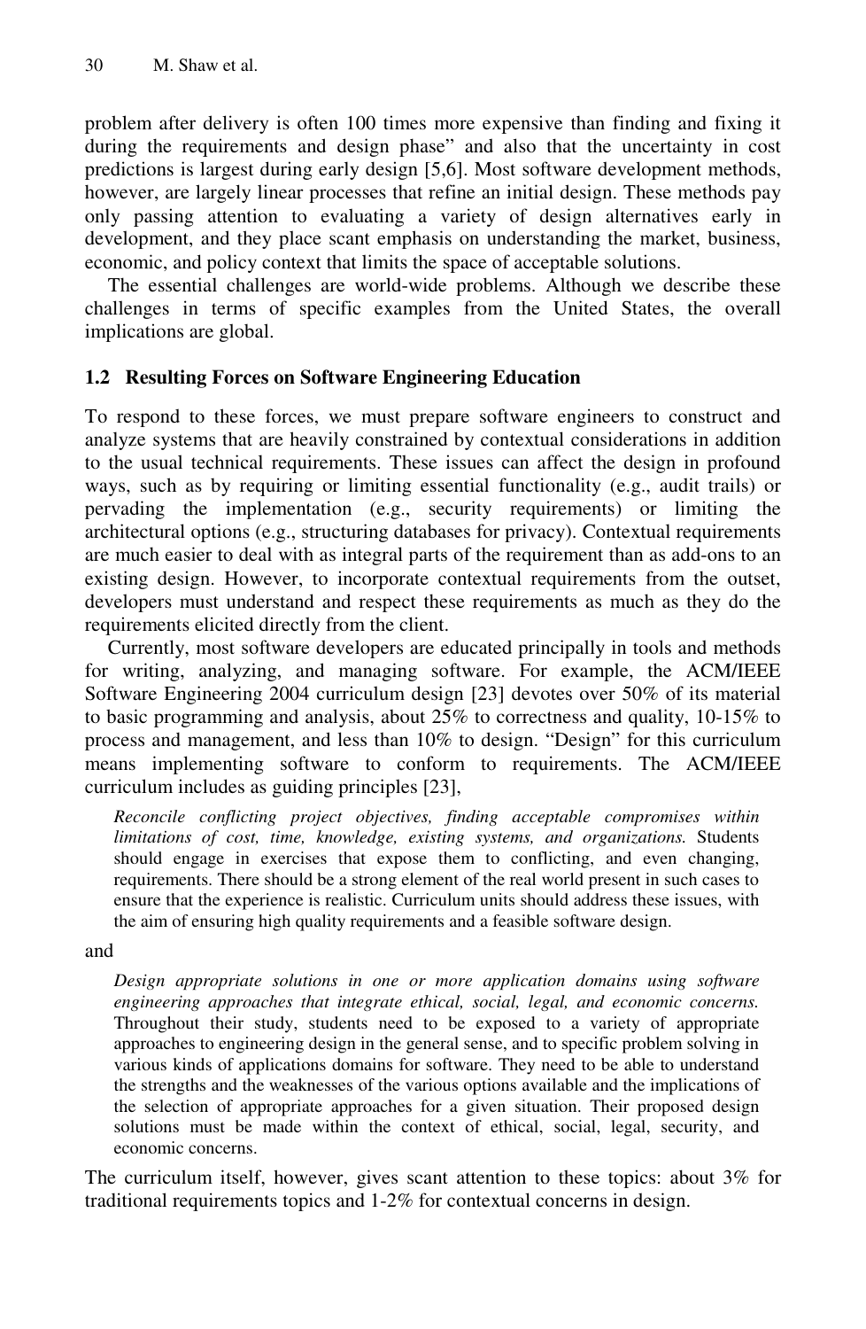problem after delivery is often 100 times more expensive than finding and fixing it during the requirements and design phase" and also that the uncertainty in cost predictions is largest during early design [5,6]. Most software development methods, however, are largely linear processes that refine an initial design. These methods pay only passing attention to evaluating a variety of design alternatives early in development, and they place scant emphasis on understanding the market, business, economic, and policy context that limits the space of acceptable solutions.

The essential challenges are world-wide problems. Although we describe these challenges in terms of specific examples from the United States, the overall implications are global.

### 1.2 Resulting Forces on Software Engineering Education

To respond to these forces, we must prepare software engineers to construct and analyze systems that are heavily constrained by contextual considerations in addition to the usual technical requirements. These issues can affect the design in profound ways, such as by requiring or limiting essential functionality (e.g., audit trails) or pervading the implementation (e.g., security requirements) or limiting the architectural options (e.g., structuring databases for privacy). Contextual requirements are much easier to deal with as integral parts of the requirement than as add-ons to an existing design. However, to incorporate contextual requirements from the outset, developers must understand and respect these requirements as much as they do the requirements elicited directly from the client.

Currently, most software developers are educated principally in tools and methods for writing, analyzing, and managing software. For example, the ACM/IEEE Software Engineering 2004 curriculum design [23] devotes over 50% of its material to basic programming and analysis, about 25% to correctness and quality, 10-15% to process and management, and less than 10% to design. "Design" for this curriculum means implementing software to conform to requirements. The ACM/IEEE curriculum includes as guiding principles [23],

> *Reconcile conflicting project objectives, finding acceptable compromises within limitations of cost, time, knowledge, existing systems, and organizations.* Students should engage in exercises that expose them to conflicting, and even changing, requirements. There should be a strong element of the real world present in such cases to ensure that the experience is realistic. Curriculum units should address these issues, with the aim of ensuring high quality requirements and a feasible software design.

and

> *Design appropriate solutions in one or more application domains using software engineering approaches that integrate ethical, social, legal, and economic concerns.* Throughout their study, students need to be exposed to a variety of appropriate approaches to engineering design in the general sense, and to specific problem solving in various kinds of applications domains for software. They need to be able to understand the strengths and the weaknesses of the various options available and the implications of the selection of appropriate approaches for a given situation. Their proposed design solutions must be made within the context of ethical, social, legal, security, and economic concerns.

The curriculum itself, however, gives scant attention to these topics: about 3% for traditional requirements topics and 1-2% for contextual concerns in design.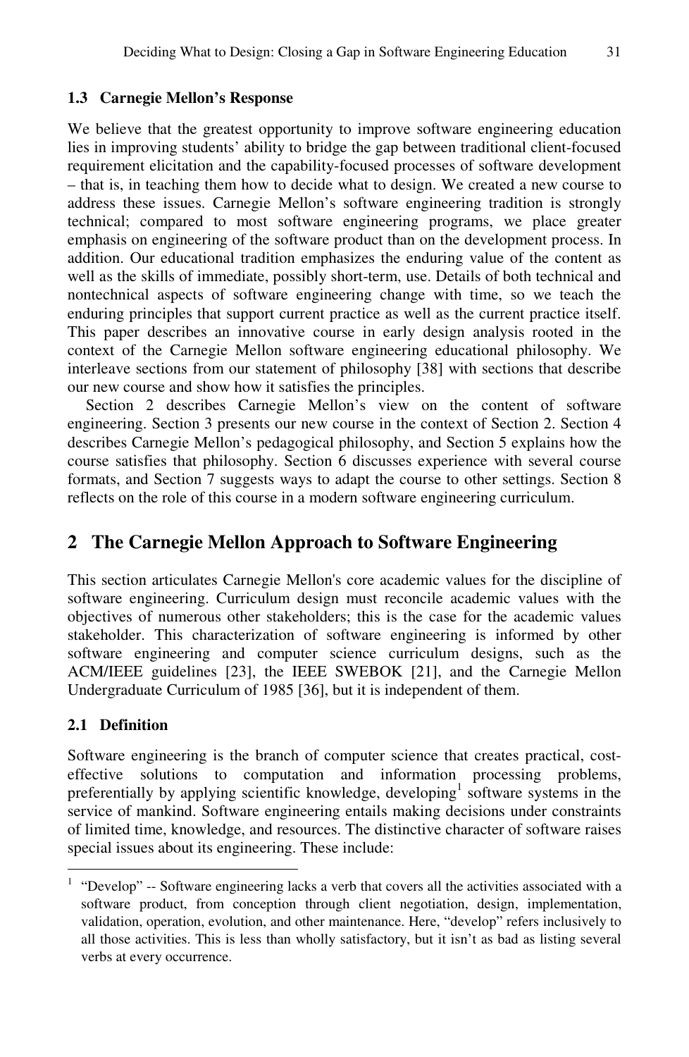### 1.3 Carnegie Mellon's Response

We believe that the greatest opportunity to improve software engineering education lies in improving students' ability to bridge the gap between traditional client-focused requirement elicitation and the capability-focused processes of software development – that is, in teaching them how to decide what to design. We created a new course to address these issues. Carnegie Mellon's software engineering tradition is strongly technical; compared to most software engineering programs, we place greater emphasis on engineering of the software product than on the development process. In addition. Our educational tradition emphasizes the enduring value of the content as well as the skills of immediate, possibly short-term, use. Details of both technical and nontechnical aspects of software engineering change with time, so we teach the enduring principles that support current practice as well as the current practice itself. This paper describes an innovative course in early design analysis rooted in the context of the Carnegie Mellon software engineering educational philosophy. We interleave sections from our statement of philosophy [38] with sections that describe our new course and show how it satisfies the principles.

Section 2 describes Carnegie Mellon's view on the content of software engineering. Section 3 presents our new course in the context of Section 2. Section 4 describes Carnegie Mellon's pedagogical philosophy, and Section 5 explains how the course satisfies that philosophy. Section 6 discusses experience with several course formats, and Section 7 suggests ways to adapt the course to other settings. Section 8 reflects on the role of this course in a modern software engineering curriculum.

## 2 The Carnegie Mellon Approach to Software Engineering

This section articulates Carnegie Mellon's core academic values for the discipline of software engineering. Curriculum design must reconcile academic values with the objectives of numerous other stakeholders; this is the case for the academic values stakeholder. This characterization of software engineering is informed by other software engineering and computer science curriculum designs, such as the ACM/IEEE guidelines [23], the IEEE SWEBOK [21], and the Carnegie Mellon Undergraduate Curriculum of 1985 [36], but it is independent of them.

### 2.1 Definition

Software engineering is the branch of computer science that creates practical, cost-effective solutions to computation and information processing problems, preferentially by applying scientific knowledge, developing[1] software systems in the service of mankind. Software engineering entails making decisions under constraints of limited time, knowledge, and resources. The distinctive character of software raises special issues about its engineering. These include:

---

[1] "Develop" -- Software engineering lacks a verb that covers all the activities associated with a software product, from conception through client negotiation, design, implementation, validation, operation, evolution, and other maintenance. Here, "develop" refers inclusively to all those activities. This is less than wholly satisfactory, but it isn't as bad as listing several verbs at every occurrence.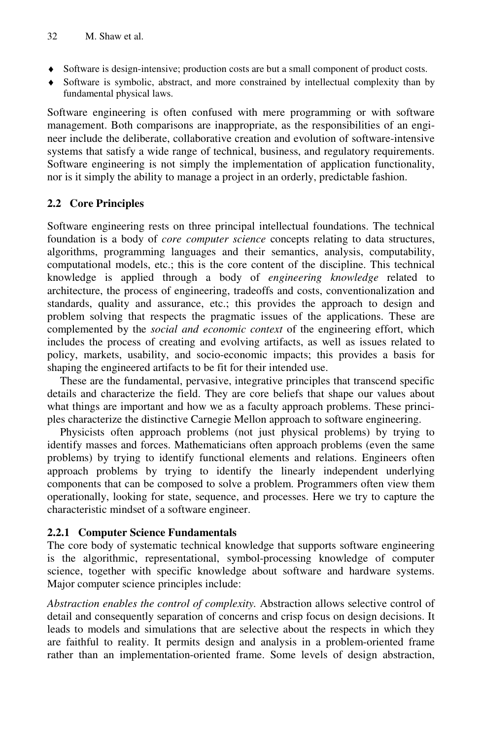- Software is design-intensive; production costs are but a small component of product costs.
- Software is symbolic, abstract, and more constrained by intellectual complexity than by fundamental physical laws.

Software engineering is often confused with mere programming or with software management. Both comparisons are inappropriate, as the responsibilities of an engineer include the deliberate, collaborative creation and evolution of software-intensive systems that satisfy a wide range of technical, business, and regulatory requirements. Software engineering is not simply the implementation of application functionality, nor is it simply the ability to manage a project in an orderly, predictable fashion.

### 2.2 Core Principles

Software engineering rests on three principal intellectual foundations. The technical foundation is a body of *core computer science* concepts relating to data structures, algorithms, programming languages and their semantics, analysis, computability, computational models, etc.; this is the core content of the discipline. This technical knowledge is applied through a body of *engineering knowledge* related to architecture, the process of engineering, tradeoffs and costs, conventionalization and standards, quality and assurance, etc.; this provides the approach to design and problem solving that respects the pragmatic issues of the applications. These are complemented by the *social and economic context* of the engineering effort, which includes the process of creating and evolving artifacts, as well as issues related to policy, markets, usability, and socio-economic impacts; this provides a basis for shaping the engineered artifacts to be fit for their intended use.

These are the fundamental, pervasive, integrative principles that transcend specific details and characterize the field. They are core beliefs that shape our values about what things are important and how we as a faculty approach problems. These principles characterize the distinctive Carnegie Mellon approach to software engineering.

Physicists often approach problems (not just physical problems) by trying to identify masses and forces. Mathematicians often approach problems (even the same problems) by trying to identify functional elements and relations. Engineers often approach problems by trying to identify the linearly independent underlying components that can be composed to solve a problem. Programmers often view them operationally, looking for state, sequence, and processes. Here we try to capture the characteristic mindset of a software engineer.

#### 2.2.1 Computer Science Fundamentals

The core body of systematic technical knowledge that supports software engineering is the algorithmic, representational, symbol-processing knowledge of computer science, together with specific knowledge about software and hardware systems. Major computer science principles include:

*Abstraction enables the control of complexity.* Abstraction allows selective control of detail and consequently separation of concerns and crisp focus on design decisions. It leads to models and simulations that are selective about the respects in which they are faithful to reality. It permits design and analysis in a problem-oriented frame rather than an implementation-oriented frame. Some levels of design abstraction,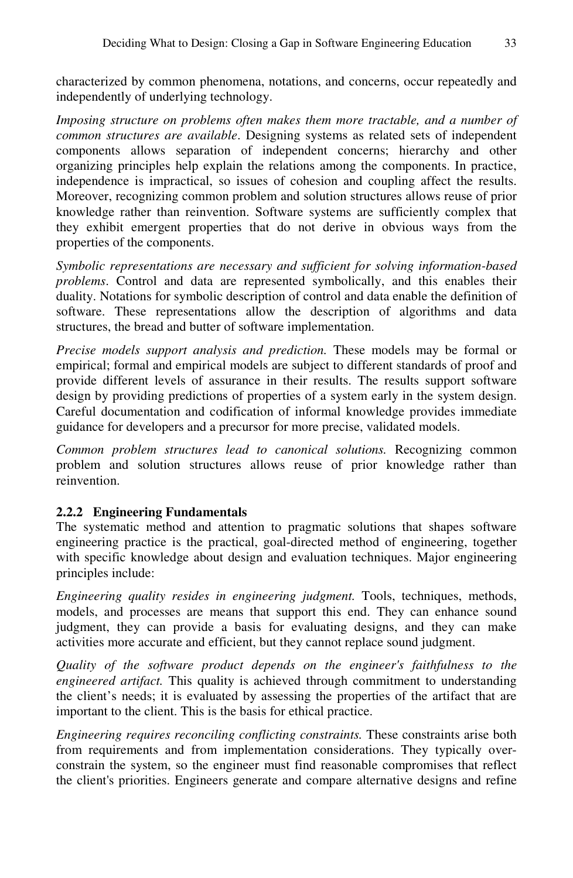characterized by common phenomena, notations, and concerns, occur repeatedly and independently of underlying technology.

*Imposing structure on problems often makes them more tractable, and a number of common structures are available*. Designing systems as related sets of independent components allows separation of independent concerns; hierarchy and other organizing principles help explain the relations among the components. In practice, independence is impractical, so issues of cohesion and coupling affect the results. Moreover, recognizing common problem and solution structures allows reuse of prior knowledge rather than reinvention. Software systems are sufficiently complex that they exhibit emergent properties that do not derive in obvious ways from the properties of the components.

*Symbolic representations are necessary and sufficient for solving information-based problems*. Control and data are represented symbolically, and this enables their duality. Notations for symbolic description of control and data enable the definition of software. These representations allow the description of algorithms and data structures, the bread and butter of software implementation.

*Precise models support analysis and prediction.* These models may be formal or empirical; formal and empirical models are subject to different standards of proof and provide different levels of assurance in their results. The results support software design by providing predictions of properties of a system early in the system design. Careful documentation and codification of informal knowledge provides immediate guidance for developers and a precursor for more precise, validated models.

*Common problem structures lead to canonical solutions.* Recognizing common problem and solution structures allows reuse of prior knowledge rather than reinvention.

#### 2.2.2 Engineering Fundamentals

The systematic method and attention to pragmatic solutions that shapes software engineering practice is the practical, goal-directed method of engineering, together with specific knowledge about design and evaluation techniques. Major engineering principles include:

*Engineering quality resides in engineering judgment.* Tools, techniques, methods, models, and processes are means that support this end. They can enhance sound judgment, they can provide a basis for evaluating designs, and they can make activities more accurate and efficient, but they cannot replace sound judgment.

*Quality of the software product depends on the engineer's faithfulness to the engineered artifact.* This quality is achieved through commitment to understanding the client's needs; it is evaluated by assessing the properties of the artifact that are important to the client. This is the basis for ethical practice.

*Engineering requires reconciling conflicting constraints.* These constraints arise both from requirements and from implementation considerations. They typically over-constrain the system, so the engineer must find reasonable compromises that reflect the client's priorities. Engineers generate and compare alternative designs and refine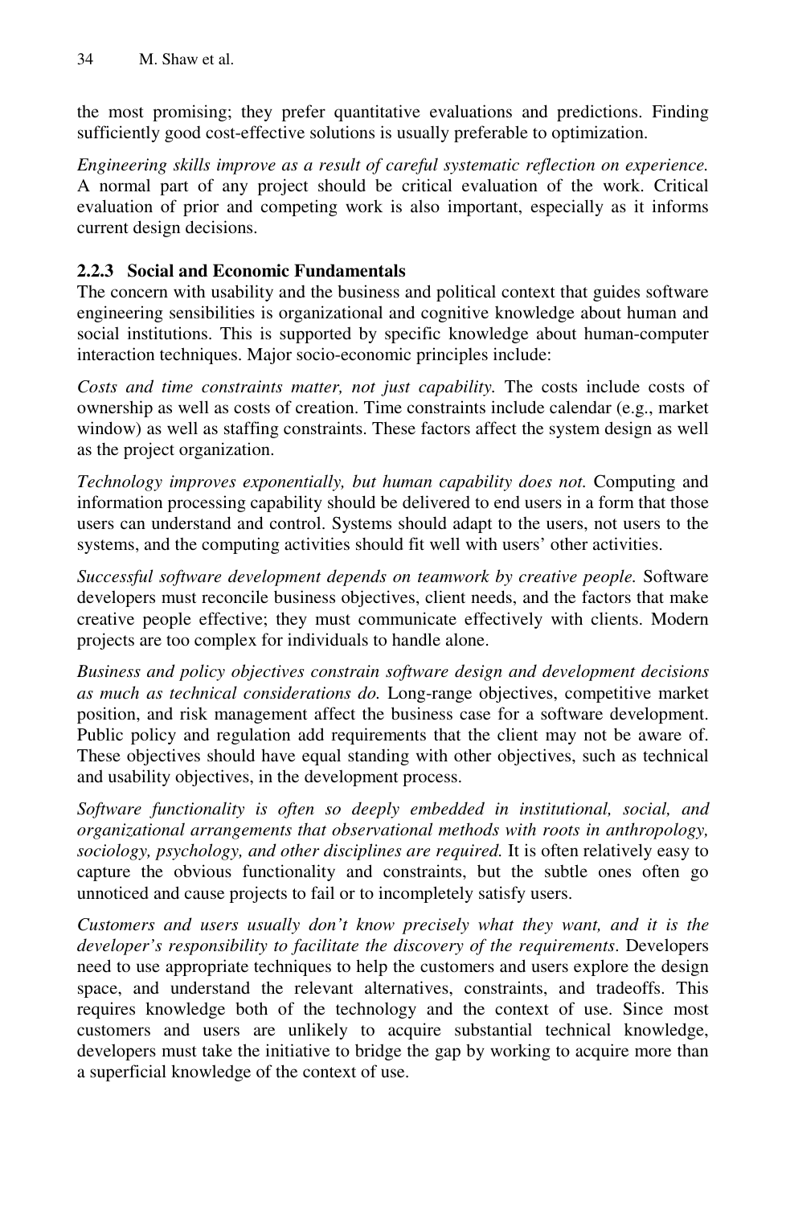the most promising; they prefer quantitative evaluations and predictions. Finding sufficiently good cost-effective solutions is usually preferable to optimization.

*Engineering skills improve as a result of careful systematic reflection on experience.* A normal part of any project should be critical evaluation of the work. Critical evaluation of prior and competing work is also important, especially as it informs current design decisions.

### 2.2.3 Social and Economic Fundamentals

The concern with usability and the business and political context that guides software engineering sensibilities is organizational and cognitive knowledge about human and social institutions. This is supported by specific knowledge about human-computer interaction techniques. Major socio-economic principles include:

*Costs and time constraints matter, not just capability.* The costs include costs of ownership as well as costs of creation. Time constraints include calendar (e.g., market window) as well as staffing constraints. These factors affect the system design as well as the project organization.

*Technology improves exponentially, but human capability does not.* Computing and information processing capability should be delivered to end users in a form that those users can understand and control. Systems should adapt to the users, not users to the systems, and the computing activities should fit well with users' other activities.

*Successful software development depends on teamwork by creative people.* Software developers must reconcile business objectives, client needs, and the factors that make creative people effective; they must communicate effectively with clients. Modern projects are too complex for individuals to handle alone.

*Business and policy objectives constrain software design and development decisions as much as technical considerations do.* Long-range objectives, competitive market position, and risk management affect the business case for a software development. Public policy and regulation add requirements that the client may not be aware of. These objectives should have equal standing with other objectives, such as technical and usability objectives, in the development process.

*Software functionality is often so deeply embedded in institutional, social, and organizational arrangements that observational methods with roots in anthropology, sociology, psychology, and other disciplines are required.* It is often relatively easy to capture the obvious functionality and constraints, but the subtle ones often go unnoticed and cause projects to fail or to incompletely satisfy users.

*Customers and users usually don't know precisely what they want, and it is the developer's responsibility to facilitate the discovery of the requirements*. Developers need to use appropriate techniques to help the customers and users explore the design space, and understand the relevant alternatives, constraints, and tradeoffs. This requires knowledge both of the technology and the context of use. Since most customers and users are unlikely to acquire substantial technical knowledge, developers must take the initiative to bridge the gap by working to acquire more than a superficial knowledge of the context of use.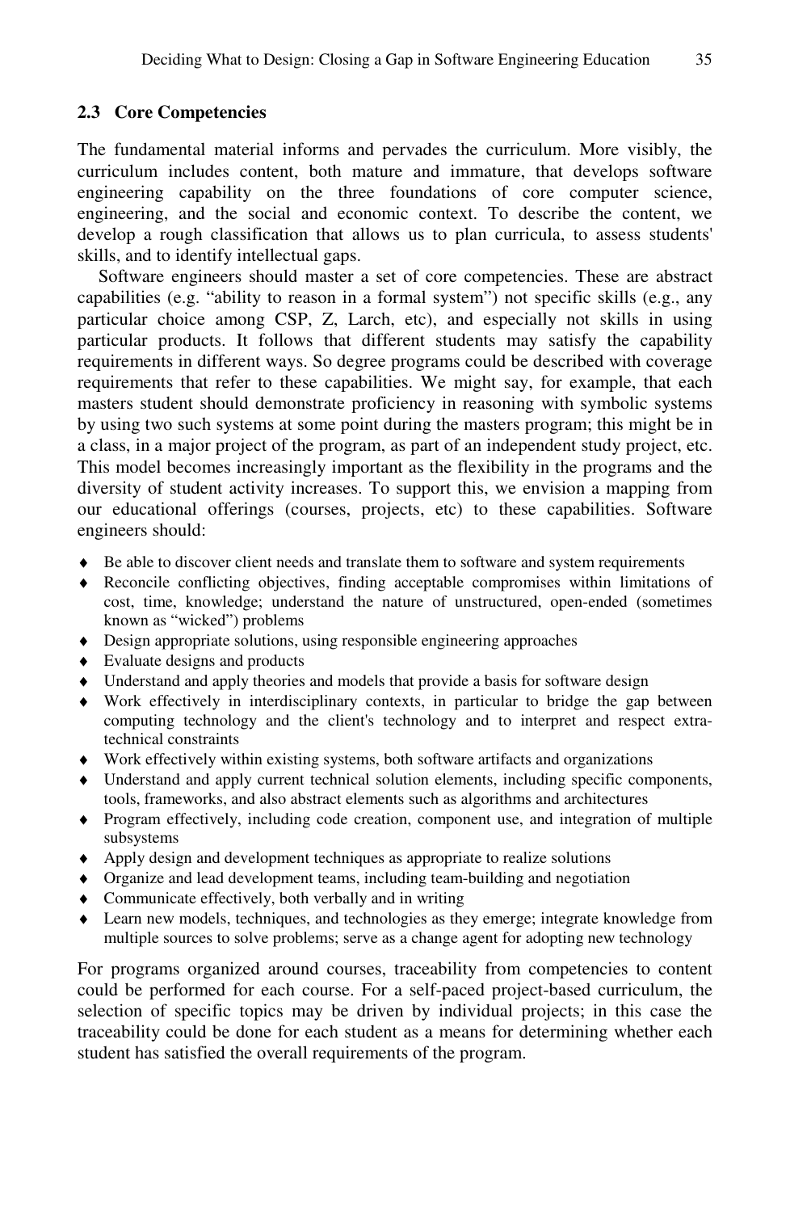### 2.3 Core Competencies

The fundamental material informs and pervades the curriculum. More visibly, the curriculum includes content, both mature and immature, that develops software engineering capability on the three foundations of core computer science, engineering, and the social and economic context. To describe the content, we develop a rough classification that allows us to plan curricula, to assess students' skills, and to identify intellectual gaps.

Software engineers should master a set of core competencies. These are abstract capabilities (e.g. "ability to reason in a formal system") not specific skills (e.g., any particular choice among CSP, Z, Larch, etc), and especially not skills in using particular products. It follows that different students may satisfy the capability requirements in different ways. So degree programs could be described with coverage requirements that refer to these capabilities. We might say, for example, that each masters student should demonstrate proficiency in reasoning with symbolic systems by using two such systems at some point during the masters program; this might be in a class, in a major project of the program, as part of an independent study project, etc. This model becomes increasingly important as the flexibility in the programs and the diversity of student activity increases. To support this, we envision a mapping from our educational offerings (courses, projects, etc) to these capabilities. Software engineers should:

- Be able to discover client needs and translate them to software and system requirements
- Reconcile conflicting objectives, finding acceptable compromises within limitations of cost, time, knowledge; understand the nature of unstructured, open-ended (sometimes known as "wicked") problems
- Design appropriate solutions, using responsible engineering approaches
- Evaluate designs and products
- Understand and apply theories and models that provide a basis for software design
- Work effectively in interdisciplinary contexts, in particular to bridge the gap between computing technology and the client's technology and to interpret and respect extra-technical constraints
- Work effectively within existing systems, both software artifacts and organizations
- Understand and apply current technical solution elements, including specific components, tools, frameworks, and also abstract elements such as algorithms and architectures
- Program effectively, including code creation, component use, and integration of multiple subsystems
- Apply design and development techniques as appropriate to realize solutions
- Organize and lead development teams, including team-building and negotiation
- Communicate effectively, both verbally and in writing
- Learn new models, techniques, and technologies as they emerge; integrate knowledge from multiple sources to solve problems; serve as a change agent for adopting new technology

For programs organized around courses, traceability from competencies to content could be performed for each course. For a self-paced project-based curriculum, the selection of specific topics may be driven by individual projects; in this case the traceability could be done for each student as a means for determining whether each student has satisfied the overall requirements of the program.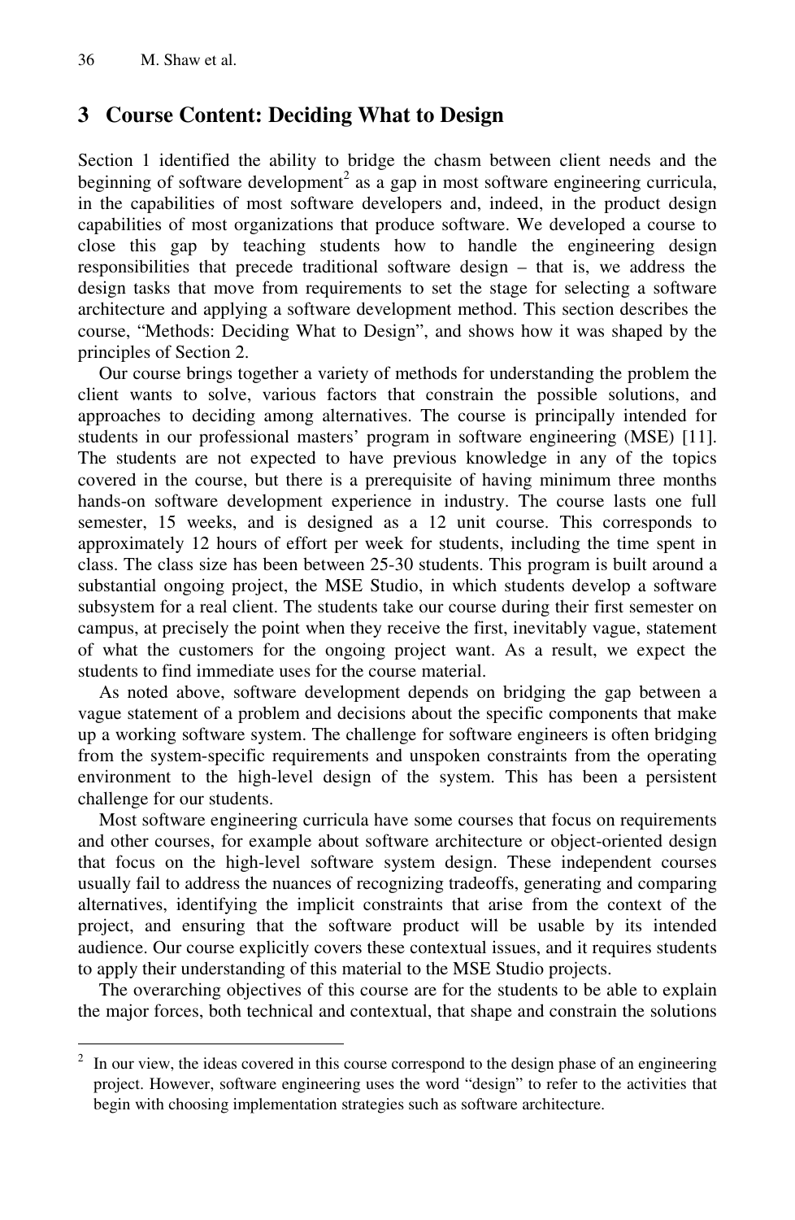## 3 Course Content: Deciding What to Design

Section 1 identified the ability to bridge the chasm between client needs and the beginning of software development[2] as a gap in most software engineering curricula, in the capabilities of most software developers and, indeed, in the product design capabilities of most organizations that produce software. We developed a course to close this gap by teaching students how to handle the engineering design responsibilities that precede traditional software design – that is, we address the design tasks that move from requirements to set the stage for selecting a software architecture and applying a software development method. This section describes the course, "Methods: Deciding What to Design", and shows how it was shaped by the principles of Section 2.

Our course brings together a variety of methods for understanding the problem the client wants to solve, various factors that constrain the possible solutions, and approaches to deciding among alternatives. The course is principally intended for students in our professional masters' program in software engineering (MSE) [11]. The students are not expected to have previous knowledge in any of the topics covered in the course, but there is a prerequisite of having minimum three months hands-on software development experience in industry. The course lasts one full semester, 15 weeks, and is designed as a 12 unit course. This corresponds to approximately 12 hours of effort per week for students, including the time spent in class. The class size has been between 25-30 students. This program is built around a substantial ongoing project, the MSE Studio, in which students develop a software subsystem for a real client. The students take our course during their first semester on campus, at precisely the point when they receive the first, inevitably vague, statement of what the customers for the ongoing project want. As a result, we expect the students to find immediate uses for the course material.

As noted above, software development depends on bridging the gap between a vague statement of a problem and decisions about the specific components that make up a working software system. The challenge for software engineers is often bridging from the system-specific requirements and unspoken constraints from the operating environment to the high-level design of the system. This has been a persistent challenge for our students.

Most software engineering curricula have some courses that focus on requirements and other courses, for example about software architecture or object-oriented design that focus on the high-level software system design. These independent courses usually fail to address the nuances of recognizing tradeoffs, generating and comparing alternatives, identifying the implicit constraints that arise from the context of the project, and ensuring that the software product will be usable by its intended audience. Our course explicitly covers these contextual issues, and it requires students to apply their understanding of this material to the MSE Studio projects.

The overarching objectives of this course are for the students to be able to explain the major forces, both technical and contextual, that shape and constrain the solutions

---

[2] In our view, the ideas covered in this course correspond to the design phase of an engineering project. However, software engineering uses the word "design" to refer to the activities that begin with choosing implementation strategies such as software architecture.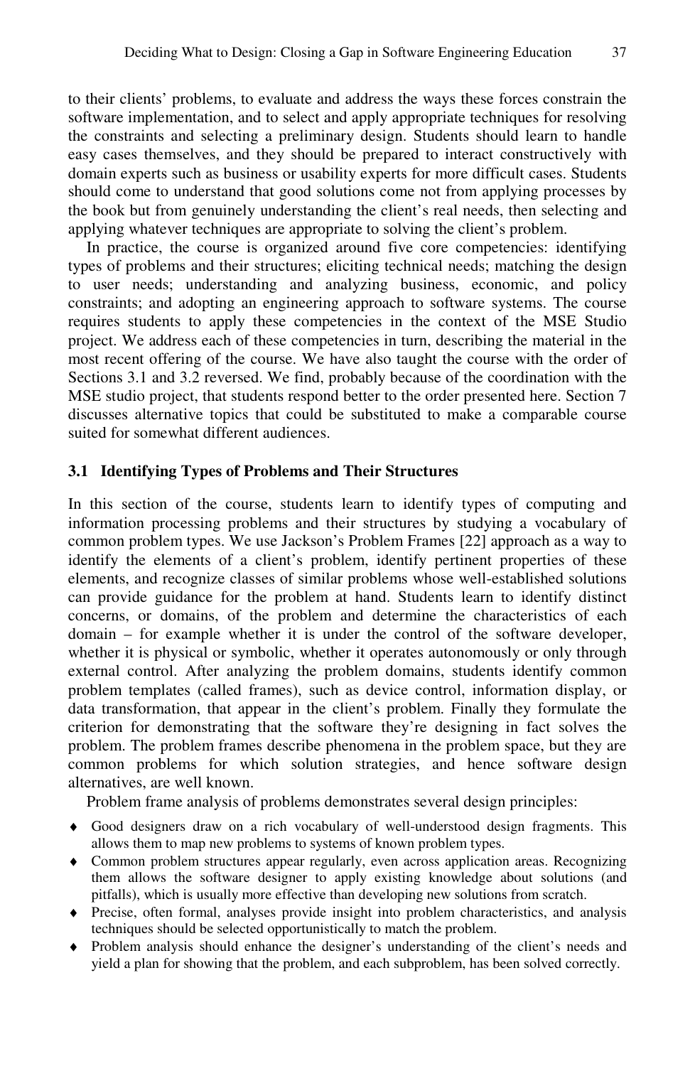to their clients' problems, to evaluate and address the ways these forces constrain the software implementation, and to select and apply appropriate techniques for resolving the constraints and selecting a preliminary design. Students should learn to handle easy cases themselves, and they should be prepared to interact constructively with domain experts such as business or usability experts for more difficult cases. Students should come to understand that good solutions come not from applying processes by the book but from genuinely understanding the client's real needs, then selecting and applying whatever techniques are appropriate to solving the client's problem.

In practice, the course is organized around five core competencies: identifying types of problems and their structures; eliciting technical needs; matching the design to user needs; understanding and analyzing business, economic, and policy constraints; and adopting an engineering approach to software systems. The course requires students to apply these competencies in the context of the MSE Studio project. We address each of these competencies in turn, describing the material in the most recent offering of the course. We have also taught the course with the order of Sections 3.1 and 3.2 reversed. We find, probably because of the coordination with the MSE studio project, that students respond better to the order presented here. Section 7 discusses alternative topics that could be substituted to make a comparable course suited for somewhat different audiences.

### 3.1 Identifying Types of Problems and Their Structures

In this section of the course, students learn to identify types of computing and information processing problems and their structures by studying a vocabulary of common problem types. We use Jackson's Problem Frames [22] approach as a way to identify the elements of a client's problem, identify pertinent properties of these elements, and recognize classes of similar problems whose well-established solutions can provide guidance for the problem at hand. Students learn to identify distinct concerns, or domains, of the problem and determine the characteristics of each domain – for example whether it is under the control of the software developer, whether it is physical or symbolic, whether it operates autonomously or only through external control. After analyzing the problem domains, students identify common problem templates (called frames), such as device control, information display, or data transformation, that appear in the client's problem. Finally they formulate the criterion for demonstrating that the software they're designing in fact solves the problem. The problem frames describe phenomena in the problem space, but they are common problems for which solution strategies, and hence software design alternatives, are well known.

Problem frame analysis of problems demonstrates several design principles:

- Good designers draw on a rich vocabulary of well-understood design fragments. This allows them to map new problems to systems of known problem types.
- Common problem structures appear regularly, even across application areas. Recognizing them allows the software designer to apply existing knowledge about solutions (and pitfalls), which is usually more effective than developing new solutions from scratch.
- Precise, often formal, analyses provide insight into problem characteristics, and analysis techniques should be selected opportunistically to match the problem.
- Problem analysis should enhance the designer's understanding of the client's needs and yield a plan for showing that the problem, and each subproblem, has been solved correctly.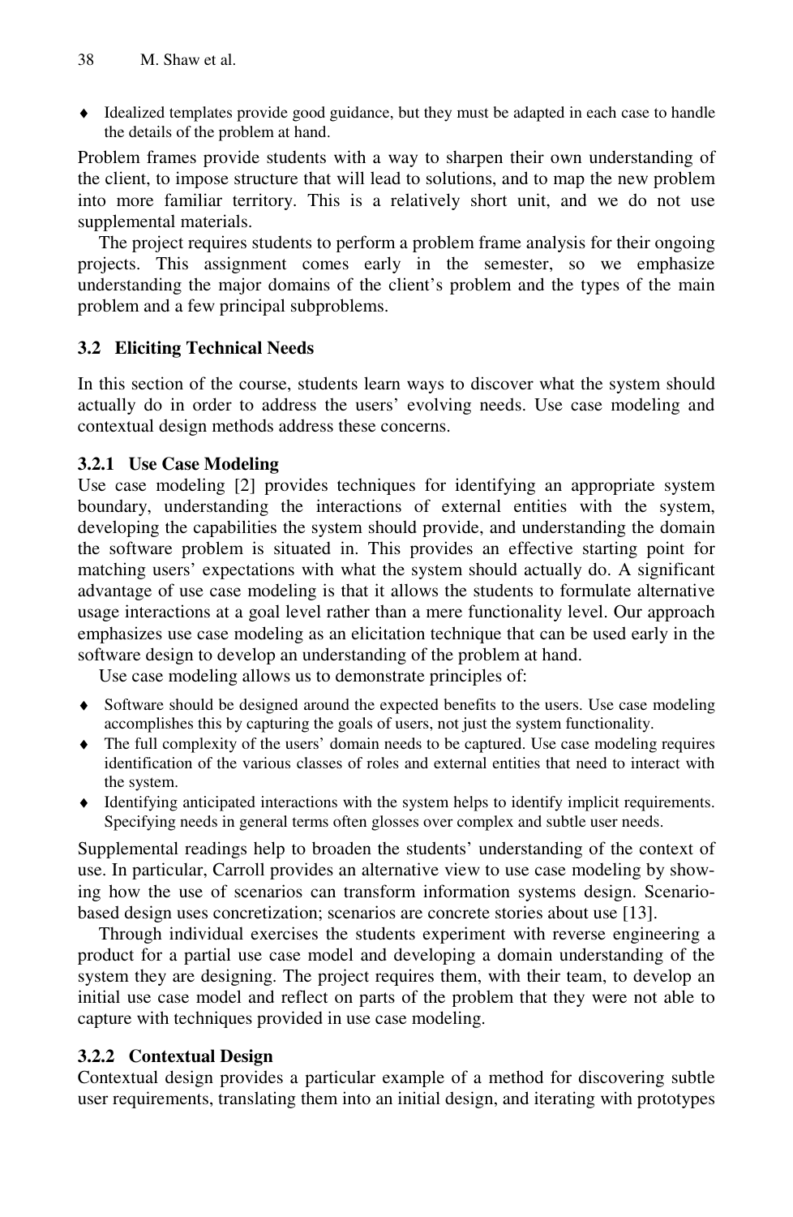- Idealized templates provide good guidance, but they must be adapted in each case to handle the details of the problem at hand.

Problem frames provide students with a way to sharpen their own understanding of the client, to impose structure that will lead to solutions, and to map the new problem into more familiar territory. This is a relatively short unit, and we do not use supplemental materials.

The project requires students to perform a problem frame analysis for their ongoing projects. This assignment comes early in the semester, so we emphasize understanding the major domains of the client's problem and the types of the main problem and a few principal subproblems.

### 3.2 Eliciting Technical Needs

In this section of the course, students learn ways to discover what the system should actually do in order to address the users' evolving needs. Use case modeling and contextual design methods address these concerns.

#### 3.2.1 Use Case Modeling

Use case modeling [2] provides techniques for identifying an appropriate system boundary, understanding the interactions of external entities with the system, developing the capabilities the system should provide, and understanding the domain the software problem is situated in. This provides an effective starting point for matching users' expectations with what the system should actually do. A significant advantage of use case modeling is that it allows the students to formulate alternative usage interactions at a goal level rather than a mere functionality level. Our approach emphasizes use case modeling as an elicitation technique that can be used early in the software design to develop an understanding of the problem at hand.

Use case modeling allows us to demonstrate principles of:

- Software should be designed around the expected benefits to the users. Use case modeling accomplishes this by capturing the goals of users, not just the system functionality.
- The full complexity of the users' domain needs to be captured. Use case modeling requires identification of the various classes of roles and external entities that need to interact with the system.
- Identifying anticipated interactions with the system helps to identify implicit requirements. Specifying needs in general terms often glosses over complex and subtle user needs.

Supplemental readings help to broaden the students' understanding of the context of use. In particular, Carroll provides an alternative view to use case modeling by showing how the use of scenarios can transform information systems design. Scenario-based design uses concretization; scenarios are concrete stories about use [13].

Through individual exercises the students experiment with reverse engineering a product for a partial use case model and developing a domain understanding of the system they are designing. The project requires them, with their team, to develop an initial use case model and reflect on parts of the problem that they were not able to capture with techniques provided in use case modeling.

#### 3.2.2 Contextual Design

Contextual design provides a particular example of a method for discovering subtle user requirements, translating them into an initial design, and iterating with prototypes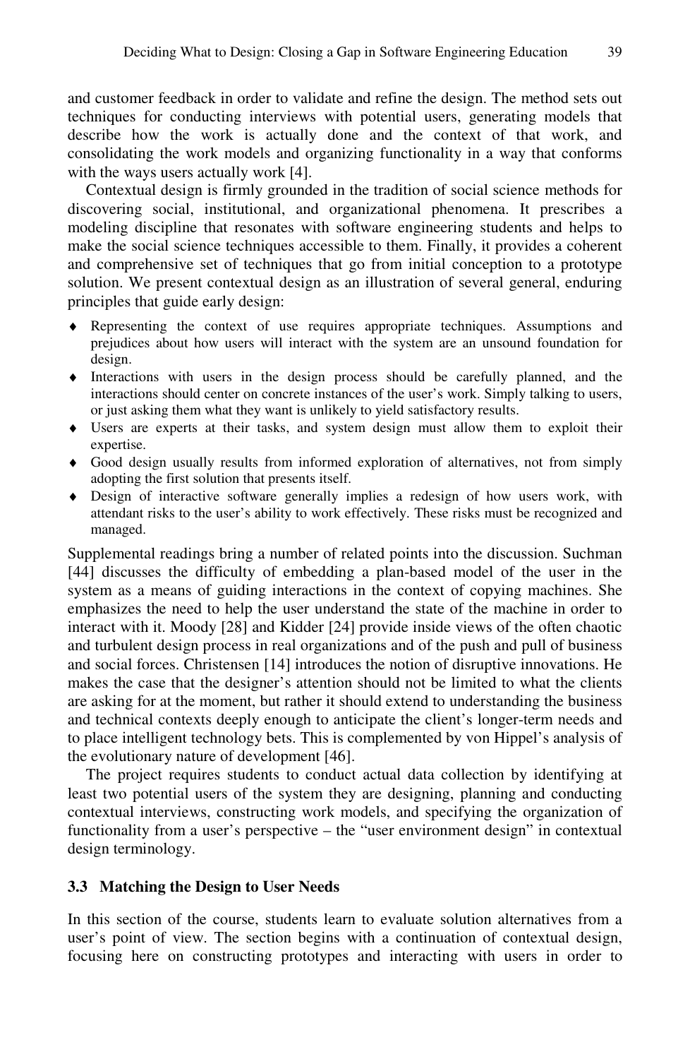and customer feedback in order to validate and refine the design. The method sets out techniques for conducting interviews with potential users, generating models that describe how the work is actually done and the context of that work, and consolidating the work models and organizing functionality in a way that conforms with the ways users actually work [4].

Contextual design is firmly grounded in the tradition of social science methods for discovering social, institutional, and organizational phenomena. It prescribes a modeling discipline that resonates with software engineering students and helps to make the social science techniques accessible to them. Finally, it provides a coherent and comprehensive set of techniques that go from initial conception to a prototype solution. We present contextual design as an illustration of several general, enduring principles that guide early design:

- Representing the context of use requires appropriate techniques. Assumptions and prejudices about how users will interact with the system are an unsound foundation for design.
- Interactions with users in the design process should be carefully planned, and the interactions should center on concrete instances of the user's work. Simply talking to users, or just asking them what they want is unlikely to yield satisfactory results.
- Users are experts at their tasks, and system design must allow them to exploit their expertise.
- Good design usually results from informed exploration of alternatives, not from simply adopting the first solution that presents itself.
- Design of interactive software generally implies a redesign of how users work, with attendant risks to the user's ability to work effectively. These risks must be recognized and managed.

Supplemental readings bring a number of related points into the discussion. Suchman [44] discusses the difficulty of embedding a plan-based model of the user in the system as a means of guiding interactions in the context of copying machines. She emphasizes the need to help the user understand the state of the machine in order to interact with it. Moody [28] and Kidder [24] provide inside views of the often chaotic and turbulent design process in real organizations and of the push and pull of business and social forces. Christensen [14] introduces the notion of disruptive innovations. He makes the case that the designer's attention should not be limited to what the clients are asking for at the moment, but rather it should extend to understanding the business and technical contexts deeply enough to anticipate the client's longer-term needs and to place intelligent technology bets. This is complemented by von Hippel's analysis of the evolutionary nature of development [46].

The project requires students to conduct actual data collection by identifying at least two potential users of the system they are designing, planning and conducting contextual interviews, constructing work models, and specifying the organization of functionality from a user's perspective – the "user environment design" in contextual design terminology.

### 3.3 Matching the Design to User Needs

In this section of the course, students learn to evaluate solution alternatives from a user's point of view. The section begins with a continuation of contextual design, focusing here on constructing prototypes and interacting with users in order to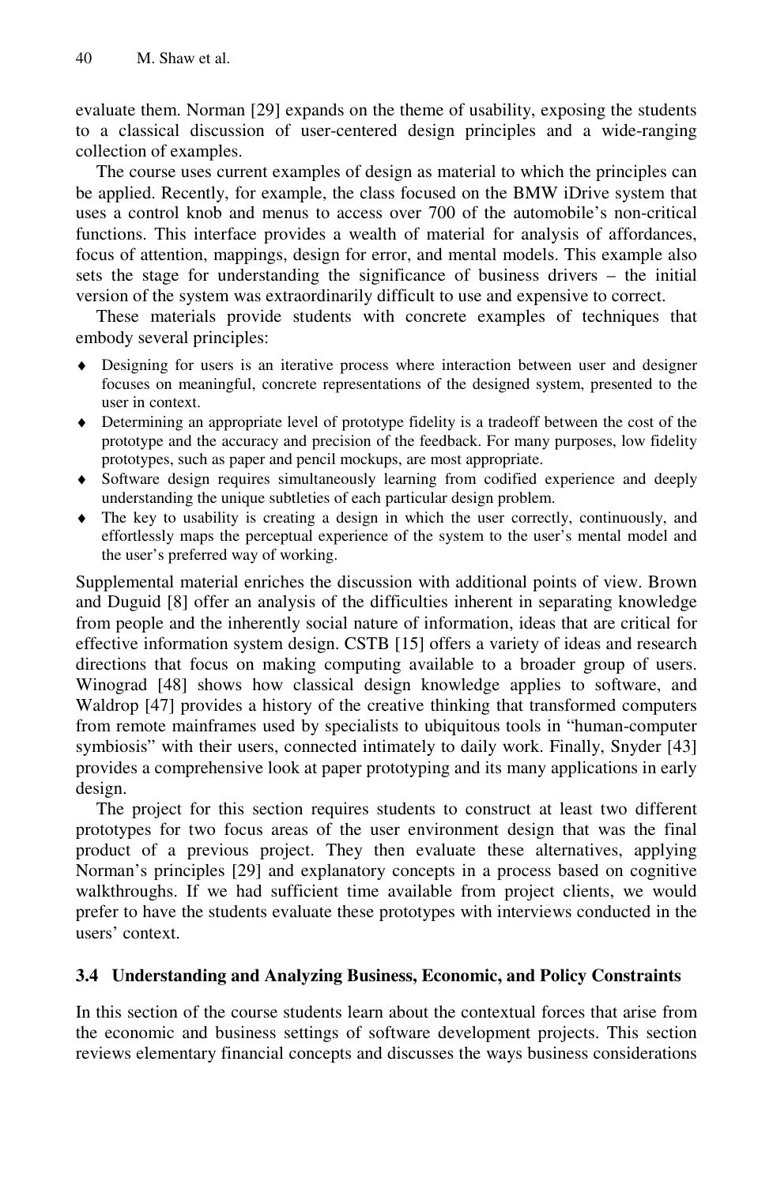evaluate them. Norman [29] expands on the theme of usability, exposing the students to a classical discussion of user-centered design principles and a wide-ranging collection of examples.

The course uses current examples of design as material to which the principles can be applied. Recently, for example, the class focused on the BMW iDrive system that uses a control knob and menus to access over 700 of the automobile's non-critical functions. This interface provides a wealth of material for analysis of affordances, focus of attention, mappings, design for error, and mental models. This example also sets the stage for understanding the significance of business drivers – the initial version of the system was extraordinarily difficult to use and expensive to correct.

These materials provide students with concrete examples of techniques that embody several principles:

- Designing for users is an iterative process where interaction between user and designer focuses on meaningful, concrete representations of the designed system, presented to the user in context.
- Determining an appropriate level of prototype fidelity is a tradeoff between the cost of the prototype and the accuracy and precision of the feedback. For many purposes, low fidelity prototypes, such as paper and pencil mockups, are most appropriate.
- Software design requires simultaneously learning from codified experience and deeply understanding the unique subtleties of each particular design problem.
- The key to usability is creating a design in which the user correctly, continuously, and effortlessly maps the perceptual experience of the system to the user's mental model and the user's preferred way of working.

Supplemental material enriches the discussion with additional points of view. Brown and Duguid [8] offer an analysis of the difficulties inherent in separating knowledge from people and the inherently social nature of information, ideas that are critical for effective information system design. CSTB [15] offers a variety of ideas and research directions that focus on making computing available to a broader group of users. Winograd [48] shows how classical design knowledge applies to software, and Waldrop [47] provides a history of the creative thinking that transformed computers from remote mainframes used by specialists to ubiquitous tools in "human-computer symbiosis" with their users, connected intimately to daily work. Finally, Snyder [43] provides a comprehensive look at paper prototyping and its many applications in early design.

The project for this section requires students to construct at least two different prototypes for two focus areas of the user environment design that was the final product of a previous project. They then evaluate these alternatives, applying Norman's principles [29] and explanatory concepts in a process based on cognitive walkthroughs. If we had sufficient time available from project clients, we would prefer to have the students evaluate these prototypes with interviews conducted in the users' context.

### 3.4 Understanding and Analyzing Business, Economic, and Policy Constraints

In this section of the course students learn about the contextual forces that arise from the economic and business settings of software development projects. This section reviews elementary financial concepts and discusses the ways business considerations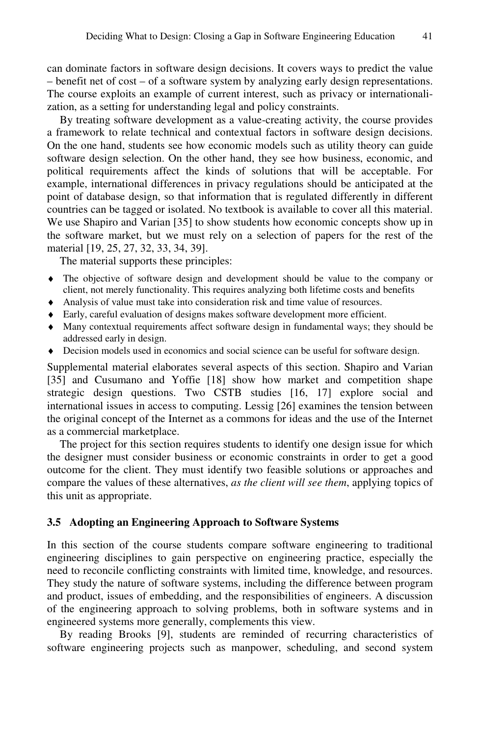can dominate factors in software design decisions. It covers ways to predict the value – benefit net of cost – of a software system by analyzing early design representations. The course exploits an example of current interest, such as privacy or internationalization, as a setting for understanding legal and policy constraints.

By treating software development as a value-creating activity, the course provides a framework to relate technical and contextual factors in software design decisions. On the one hand, students see how economic models such as utility theory can guide software design selection. On the other hand, they see how business, economic, and political requirements affect the kinds of solutions that will be acceptable. For example, international differences in privacy regulations should be anticipated at the point of database design, so that information that is regulated differently in different countries can be tagged or isolated. No textbook is available to cover all this material. We use Shapiro and Varian [35] to show students how economic concepts show up in the software market, but we must rely on a selection of papers for the rest of the material [19, 25, 27, 32, 33, 34, 39].

The material supports these principles:

- The objective of software design and development should be value to the company or client, not merely functionality. This requires analyzing both lifetime costs and benefits
- Analysis of value must take into consideration risk and time value of resources.
- Early, careful evaluation of designs makes software development more efficient.
- Many contextual requirements affect software design in fundamental ways; they should be addressed early in design.
- Decision models used in economics and social science can be useful for software design.

Supplemental material elaborates several aspects of this section. Shapiro and Varian [35] and Cusumano and Yoffie [18] show how market and competition shape strategic design questions. Two CSTB studies [16, 17] explore social and international issues in access to computing. Lessig [26] examines the tension between the original concept of the Internet as a commons for ideas and the use of the Internet as a commercial marketplace.

The project for this section requires students to identify one design issue for which the designer must consider business or economic constraints in order to get a good outcome for the client. They must identify two feasible solutions or approaches and compare the values of these alternatives, *as the client will see them*, applying topics of this unit as appropriate.

### 3.5 Adopting an Engineering Approach to Software Systems

In this section of the course students compare software engineering to traditional engineering disciplines to gain perspective on engineering practice, especially the need to reconcile conflicting constraints with limited time, knowledge, and resources. They study the nature of software systems, including the difference between program and product, issues of embedding, and the responsibilities of engineers. A discussion of the engineering approach to solving problems, both in software systems and in engineered systems more generally, complements this view.

By reading Brooks [9], students are reminded of recurring characteristics of software engineering projects such as manpower, scheduling, and second system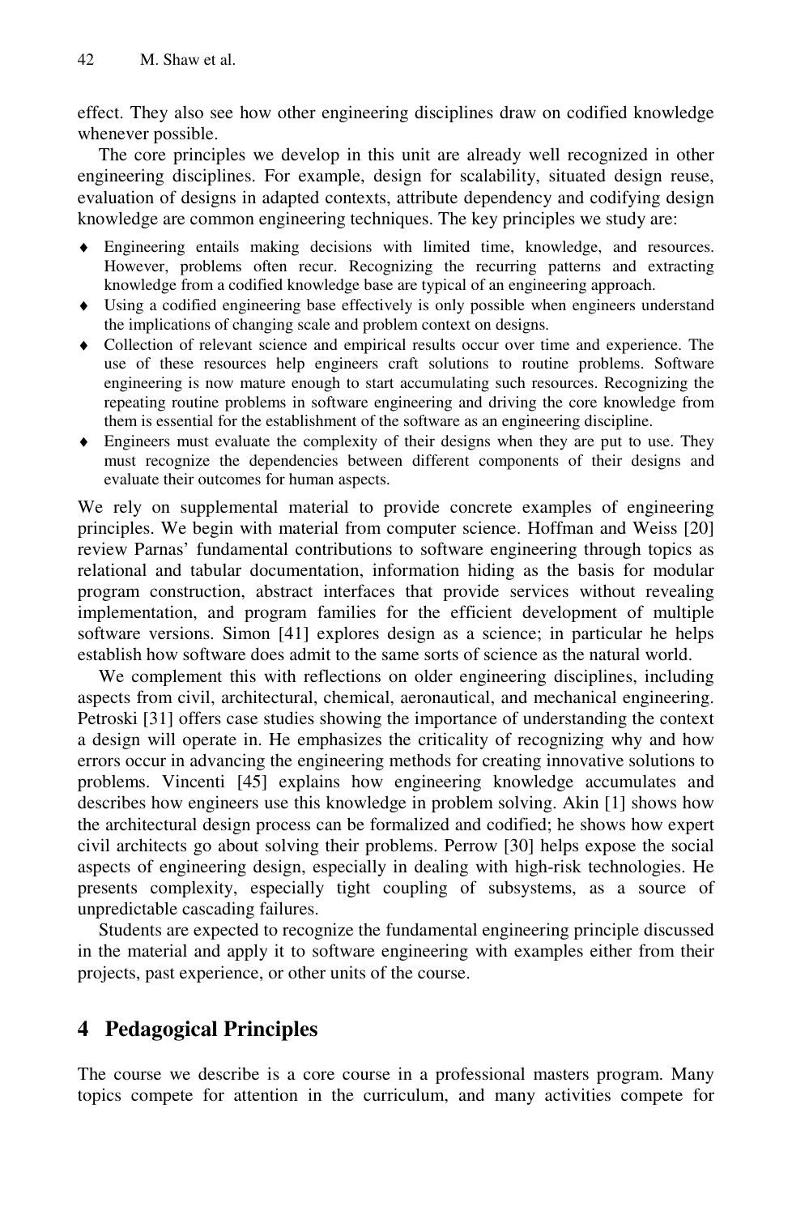effect. They also see how other engineering disciplines draw on codified knowledge whenever possible.

The core principles we develop in this unit are already well recognized in other engineering disciplines. For example, design for scalability, situated design reuse, evaluation of designs in adapted contexts, attribute dependency and codifying design knowledge are common engineering techniques. The key principles we study are:

- Engineering entails making decisions with limited time, knowledge, and resources. However, problems often recur. Recognizing the recurring patterns and extracting knowledge from a codified knowledge base are typical of an engineering approach.
- Using a codified engineering base effectively is only possible when engineers understand the implications of changing scale and problem context on designs.
- Collection of relevant science and empirical results occur over time and experience. The use of these resources help engineers craft solutions to routine problems. Software engineering is now mature enough to start accumulating such resources. Recognizing the repeating routine problems in software engineering and driving the core knowledge from them is essential for the establishment of the software as an engineering discipline.
- Engineers must evaluate the complexity of their designs when they are put to use. They must recognize the dependencies between different components of their designs and evaluate their outcomes for human aspects.

We rely on supplemental material to provide concrete examples of engineering principles. We begin with material from computer science. Hoffman and Weiss [20] review Parnas' fundamental contributions to software engineering through topics as relational and tabular documentation, information hiding as the basis for modular program construction, abstract interfaces that provide services without revealing implementation, and program families for the efficient development of multiple software versions. Simon [41] explores design as a science; in particular he helps establish how software does admit to the same sorts of science as the natural world.

We complement this with reflections on older engineering disciplines, including aspects from civil, architectural, chemical, aeronautical, and mechanical engineering. Petroski [31] offers case studies showing the importance of understanding the context a design will operate in. He emphasizes the criticality of recognizing why and how errors occur in advancing the engineering methods for creating innovative solutions to problems. Vincenti [45] explains how engineering knowledge accumulates and describes how engineers use this knowledge in problem solving. Akin [1] shows how the architectural design process can be formalized and codified; he shows how expert civil architects go about solving their problems. Perrow [30] helps expose the social aspects of engineering design, especially in dealing with high-risk technologies. He presents complexity, especially tight coupling of subsystems, as a source of unpredictable cascading failures.

Students are expected to recognize the fundamental engineering principle discussed in the material and apply it to software engineering with examples either from their projects, past experience, or other units of the course.

## 4 Pedagogical Principles

The course we describe is a core course in a professional masters program. Many topics compete for attention in the curriculum, and many activities compete for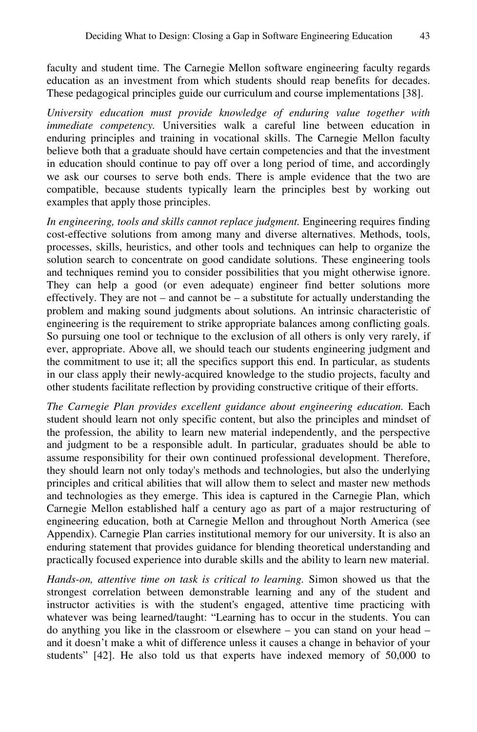faculty and student time. The Carnegie Mellon software engineering faculty regards education as an investment from which students should reap benefits for decades. These pedagogical principles guide our curriculum and course implementations [38].

*University education must provide knowledge of enduring value together with immediate competency.* Universities walk a careful line between education in enduring principles and training in vocational skills. The Carnegie Mellon faculty believe both that a graduate should have certain competencies and that the investment in education should continue to pay off over a long period of time, and accordingly we ask our courses to serve both ends. There is ample evidence that the two are compatible, because students typically learn the principles best by working out examples that apply those principles.

*In engineering, tools and skills cannot replace judgment.* Engineering requires finding cost-effective solutions from among many and diverse alternatives. Methods, tools, processes, skills, heuristics, and other tools and techniques can help to organize the solution search to concentrate on good candidate solutions. These engineering tools and techniques remind you to consider possibilities that you might otherwise ignore. They can help a good (or even adequate) engineer find better solutions more effectively. They are not – and cannot be – a substitute for actually understanding the problem and making sound judgments about solutions. An intrinsic characteristic of engineering is the requirement to strike appropriate balances among conflicting goals. So pursuing one tool or technique to the exclusion of all others is only very rarely, if ever, appropriate. Above all, we should teach our students engineering judgment and the commitment to use it; all the specifics support this end. In particular, as students in our class apply their newly-acquired knowledge to the studio projects, faculty and other students facilitate reflection by providing constructive critique of their efforts.

*The Carnegie Plan provides excellent guidance about engineering education.* Each student should learn not only specific content, but also the principles and mindset of the profession, the ability to learn new material independently, and the perspective and judgment to be a responsible adult. In particular, graduates should be able to assume responsibility for their own continued professional development. Therefore, they should learn not only today's methods and technologies, but also the underlying principles and critical abilities that will allow them to select and master new methods and technologies as they emerge. This idea is captured in the Carnegie Plan, which Carnegie Mellon established half a century ago as part of a major restructuring of engineering education, both at Carnegie Mellon and throughout North America (see Appendix). Carnegie Plan carries institutional memory for our university. It is also an enduring statement that provides guidance for blending theoretical understanding and practically focused experience into durable skills and the ability to learn new material.

*Hands-on, attentive time on task is critical to learning.* Simon showed us that the strongest correlation between demonstrable learning and any of the student and instructor activities is with the student's engaged, attentive time practicing with whatever was being learned/taught: "Learning has to occur in the students. You can do anything you like in the classroom or elsewhere – you can stand on your head – and it doesn't make a whit of difference unless it causes a change in behavior of your students" [42]. He also told us that experts have indexed memory of 50,000 to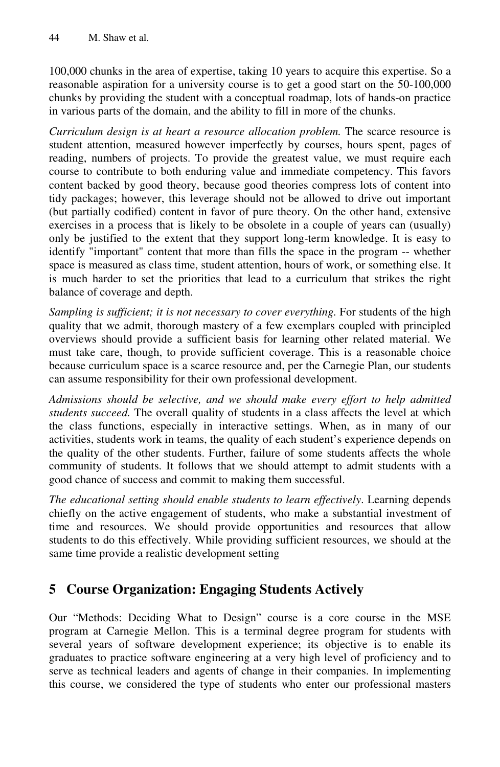100,000 chunks in the area of expertise, taking 10 years to acquire this expertise. So a reasonable aspiration for a university course is to get a good start on the 50-100,000 chunks by providing the student with a conceptual roadmap, lots of hands-on practice in various parts of the domain, and the ability to fill in more of the chunks.

*Curriculum design is at heart a resource allocation problem.* The scarce resource is student attention, measured however imperfectly by courses, hours spent, pages of reading, numbers of projects. To provide the greatest value, we must require each course to contribute to both enduring value and immediate competency. This favors content backed by good theory, because good theories compress lots of content into tidy packages; however, this leverage should not be allowed to drive out important (but partially codified) content in favor of pure theory. On the other hand, extensive exercises in a process that is likely to be obsolete in a couple of years can (usually) only be justified to the extent that they support long-term knowledge. It is easy to identify "important" content that more than fills the space in the program -- whether space is measured as class time, student attention, hours of work, or something else. It is much harder to set the priorities that lead to a curriculum that strikes the right balance of coverage and depth.

*Sampling is sufficient; it is not necessary to cover everything.* For students of the high quality that we admit, thorough mastery of a few exemplars coupled with principled overviews should provide a sufficient basis for learning other related material. We must take care, though, to provide sufficient coverage. This is a reasonable choice because curriculum space is a scarce resource and, per the Carnegie Plan, our students can assume responsibility for their own professional development.

*Admissions should be selective, and we should make every effort to help admitted students succeed.* The overall quality of students in a class affects the level at which the class functions, especially in interactive settings. When, as in many of our activities, students work in teams, the quality of each student's experience depends on the quality of the other students. Further, failure of some students affects the whole community of students. It follows that we should attempt to admit students with a good chance of success and commit to making them successful.

*The educational setting should enable students to learn effectively*. Learning depends chiefly on the active engagement of students, who make a substantial investment of time and resources. We should provide opportunities and resources that allow students to do this effectively. While providing sufficient resources, we should at the same time provide a realistic development setting

## 5 Course Organization: Engaging Students Actively

Our "Methods: Deciding What to Design" course is a core course in the MSE program at Carnegie Mellon. This is a terminal degree program for students with several years of software development experience; its objective is to enable its graduates to practice software engineering at a very high level of proficiency and to serve as technical leaders and agents of change in their companies. In implementing this course, we considered the type of students who enter our professional masters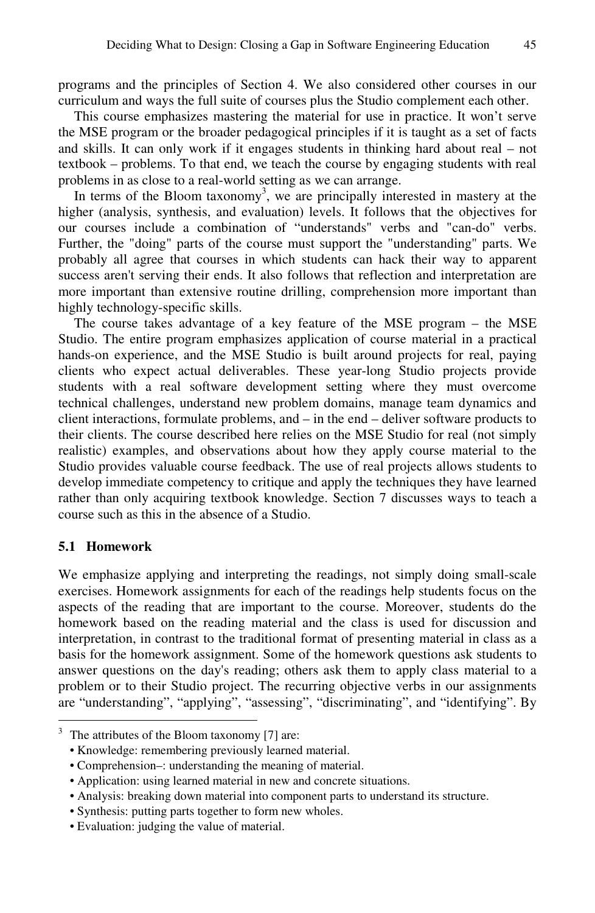programs and the principles of Section 4. We also considered other courses in our curriculum and ways the full suite of courses plus the Studio complement each other.

This course emphasizes mastering the material for use in practice. It won't serve the MSE program or the broader pedagogical principles if it is taught as a set of facts and skills. It can only work if it engages students in thinking hard about real – not textbook – problems. To that end, we teach the course by engaging students with real problems in as close to a real-world setting as we can arrange.

In terms of the Bloom taxonomy[3], we are principally interested in mastery at the higher (analysis, synthesis, and evaluation) levels. It follows that the objectives for our courses include a combination of "understands" verbs and "can-do" verbs. Further, the "doing" parts of the course must support the "understanding" parts. We probably all agree that courses in which students can hack their way to apparent success aren't serving their ends. It also follows that reflection and interpretation are more important than extensive routine drilling, comprehension more important than highly technology-specific skills.

The course takes advantage of a key feature of the MSE program – the MSE Studio. The entire program emphasizes application of course material in a practical hands-on experience, and the MSE Studio is built around projects for real, paying clients who expect actual deliverables. These year-long Studio projects provide students with a real software development setting where they must overcome technical challenges, understand new problem domains, manage team dynamics and client interactions, formulate problems, and – in the end – deliver software products to their clients. The course described here relies on the MSE Studio for real (not simply realistic) examples, and observations about how they apply course material to the Studio provides valuable course feedback. The use of real projects allows students to develop immediate competency to critique and apply the techniques they have learned rather than only acquiring textbook knowledge. Section 7 discusses ways to teach a course such as this in the absence of a Studio.

### 5.1 Homework

We emphasize applying and interpreting the readings, not simply doing small-scale exercises. Homework assignments for each of the readings help students focus on the aspects of the reading that are important to the course. Moreover, students do the homework based on the reading material and the class is used for discussion and interpretation, in contrast to the traditional format of presenting material in class as a basis for the homework assignment. Some of the homework questions ask students to answer questions on the day's reading; others ask them to apply class material to a problem or to their Studio project. The recurring objective verbs in our assignments are "understanding", "applying", "assessing", "discriminating", and "identifying". By

---

[3] The attributes of the Bloom taxonomy [7] are:

- Knowledge: remembering previously learned material.
- Comprehension–: understanding the meaning of material.
- Application: using learned material in new and concrete situations.
- Analysis: breaking down material into component parts to understand its structure.
- Synthesis: putting parts together to form new wholes.
- Evaluation: judging the value of material.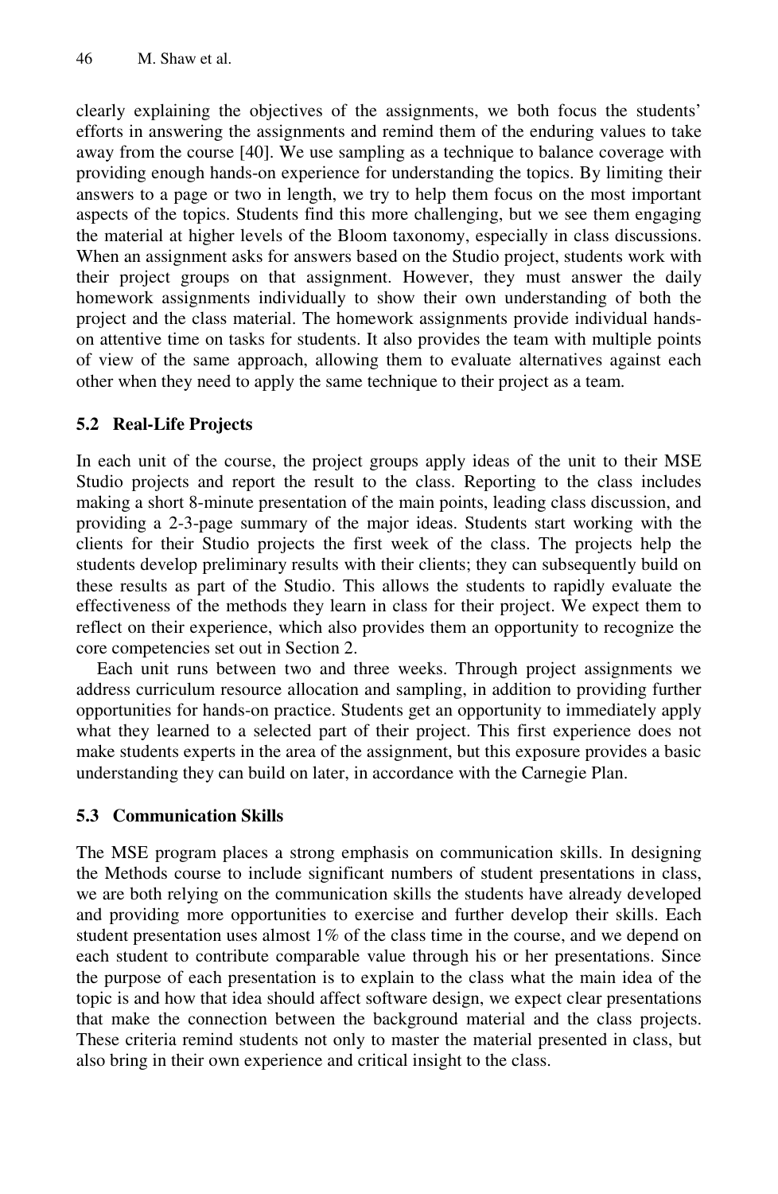clearly explaining the objectives of the assignments, we both focus the students' efforts in answering the assignments and remind them of the enduring values to take away from the course [40]. We use sampling as a technique to balance coverage with providing enough hands-on experience for understanding the topics. By limiting their answers to a page or two in length, we try to help them focus on the most important aspects of the topics. Students find this more challenging, but we see them engaging the material at higher levels of the Bloom taxonomy, especially in class discussions. When an assignment asks for answers based on the Studio project, students work with their project groups on that assignment. However, they must answer the daily homework assignments individually to show their own understanding of both the project and the class material. The homework assignments provide individual hands-on attentive time on tasks for students. It also provides the team with multiple points of view of the same approach, allowing them to evaluate alternatives against each other when they need to apply the same technique to their project as a team.

### 5.2 Real-Life Projects

In each unit of the course, the project groups apply ideas of the unit to their MSE Studio projects and report the result to the class. Reporting to the class includes making a short 8-minute presentation of the main points, leading class discussion, and providing a 2-3-page summary of the major ideas. Students start working with the clients for their Studio projects the first week of the class. The projects help the students develop preliminary results with their clients; they can subsequently build on these results as part of the Studio. This allows the students to rapidly evaluate the effectiveness of the methods they learn in class for their project. We expect them to reflect on their experience, which also provides them an opportunity to recognize the core competencies set out in Section 2.

Each unit runs between two and three weeks. Through project assignments we address curriculum resource allocation and sampling, in addition to providing further opportunities for hands-on practice. Students get an opportunity to immediately apply what they learned to a selected part of their project. This first experience does not make students experts in the area of the assignment, but this exposure provides a basic understanding they can build on later, in accordance with the Carnegie Plan.

### 5.3 Communication Skills

The MSE program places a strong emphasis on communication skills. In designing the Methods course to include significant numbers of student presentations in class, we are both relying on the communication skills the students have already developed and providing more opportunities to exercise and further develop their skills. Each student presentation uses almost 1% of the class time in the course, and we depend on each student to contribute comparable value through his or her presentations. Since the purpose of each presentation is to explain to the class what the main idea of the topic is and how that idea should affect software design, we expect clear presentations that make the connection between the background material and the class projects. These criteria remind students not only to master the material presented in class, but also bring in their own experience and critical insight to the class.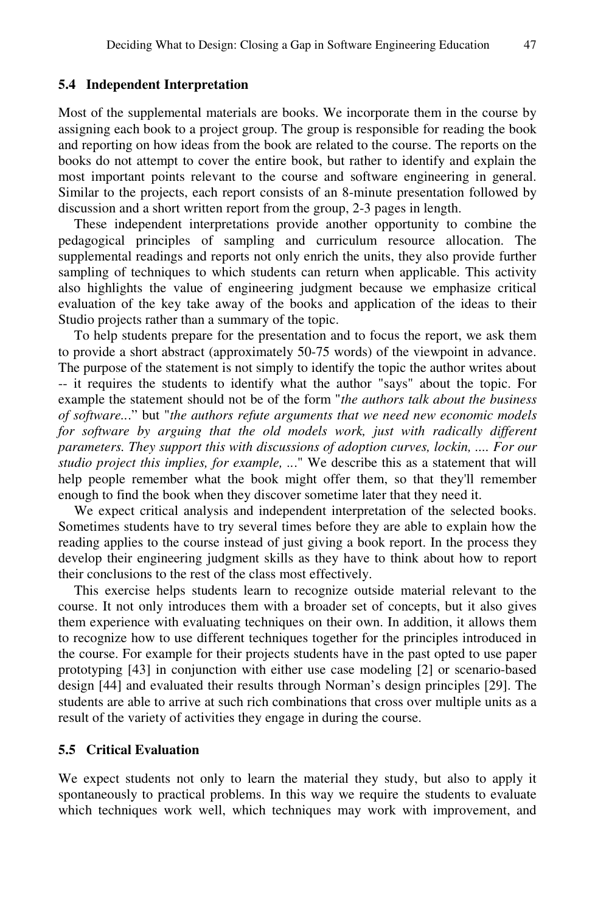### 5.4 Independent Interpretation

Most of the supplemental materials are books. We incorporate them in the course by assigning each book to a project group. The group is responsible for reading the book and reporting on how ideas from the book are related to the course. The reports on the books do not attempt to cover the entire book, but rather to identify and explain the most important points relevant to the course and software engineering in general. Similar to the projects, each report consists of an 8-minute presentation followed by discussion and a short written report from the group, 2-3 pages in length.

These independent interpretations provide another opportunity to combine the pedagogical principles of sampling and curriculum resource allocation. The supplemental readings and reports not only enrich the units, they also provide further sampling of techniques to which students can return when applicable. This activity also highlights the value of engineering judgment because we emphasize critical evaluation of the key take away of the books and application of the ideas to their Studio projects rather than a summary of the topic.

To help students prepare for the presentation and to focus the report, we ask them to provide a short abstract (approximately 50-75 words) of the viewpoint in advance. The purpose of the statement is not simply to identify the topic the author writes about -- it requires the students to identify what the author "says" about the topic. For example the statement should not be of the form "*the authors talk about the business of software...*" but "*the authors refute arguments that we need new economic models for software by arguing that the old models work, just with radically different parameters. They support this with discussions of adoption curves, lockin, .... For our studio project this implies, for example, ...*" We describe this as a statement that will help people remember what the book might offer them, so that they'll remember enough to find the book when they discover sometime later that they need it.

We expect critical analysis and independent interpretation of the selected books. Sometimes students have to try several times before they are able to explain how the reading applies to the course instead of just giving a book report. In the process they develop their engineering judgment skills as they have to think about how to report their conclusions to the rest of the class most effectively.

This exercise helps students learn to recognize outside material relevant to the course. It not only introduces them with a broader set of concepts, but it also gives them experience with evaluating techniques on their own. In addition, it allows them to recognize how to use different techniques together for the principles introduced in the course. For example for their projects students have in the past opted to use paper prototyping [43] in conjunction with either use case modeling [2] or scenario-based design [44] and evaluated their results through Norman's design principles [29]. The students are able to arrive at such rich combinations that cross over multiple units as a result of the variety of activities they engage in during the course.

### 5.5 Critical Evaluation

We expect students not only to learn the material they study, but also to apply it spontaneously to practical problems. In this way we require the students to evaluate which techniques work well, which techniques may work with improvement, and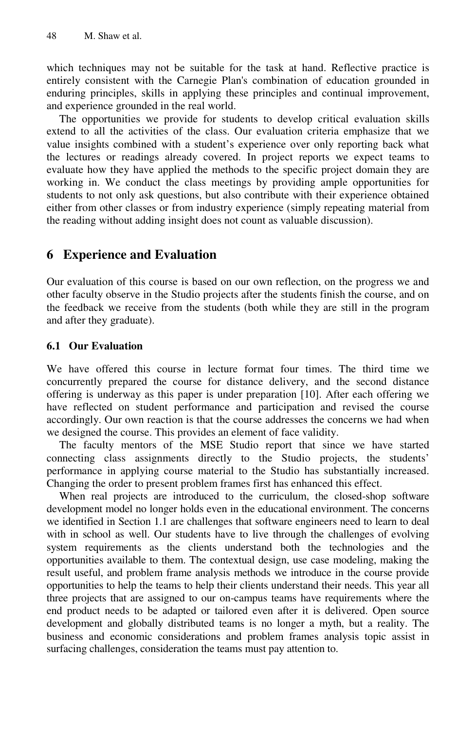which techniques may not be suitable for the task at hand. Reflective practice is entirely consistent with the Carnegie Plan's combination of education grounded in enduring principles, skills in applying these principles and continual improvement, and experience grounded in the real world.

The opportunities we provide for students to develop critical evaluation skills extend to all the activities of the class. Our evaluation criteria emphasize that we value insights combined with a student's experience over only reporting back what the lectures or readings already covered. In project reports we expect teams to evaluate how they have applied the methods to the specific project domain they are working in. We conduct the class meetings by providing ample opportunities for students to not only ask questions, but also contribute with their experience obtained either from other classes or from industry experience (simply repeating material from the reading without adding insight does not count as valuable discussion).

## 6 Experience and Evaluation

Our evaluation of this course is based on our own reflection, on the progress we and other faculty observe in the Studio projects after the students finish the course, and on the feedback we receive from the students (both while they are still in the program and after they graduate).

### 6.1 Our Evaluation

We have offered this course in lecture format four times. The third time we concurrently prepared the course for distance delivery, and the second distance offering is underway as this paper is under preparation [10]. After each offering we have reflected on student performance and participation and revised the course accordingly. Our own reaction is that the course addresses the concerns we had when we designed the course. This provides an element of face validity.

The faculty mentors of the MSE Studio report that since we have started connecting class assignments directly to the Studio projects, the students' performance in applying course material to the Studio has substantially increased. Changing the order to present problem frames first has enhanced this effect.

When real projects are introduced to the curriculum, the closed-shop software development model no longer holds even in the educational environment. The concerns we identified in Section 1.1 are challenges that software engineers need to learn to deal with in school as well. Our students have to live through the challenges of evolving system requirements as the clients understand both the technologies and the opportunities available to them. The contextual design, use case modeling, making the result useful, and problem frame analysis methods we introduce in the course provide opportunities to help the teams to help their clients understand their needs. This year all three projects that are assigned to our on-campus teams have requirements where the end product needs to be adapted or tailored even after it is delivered. Open source development and globally distributed teams is no longer a myth, but a reality. The business and economic considerations and problem frames analysis topic assist in surfacing challenges, consideration the teams must pay attention to.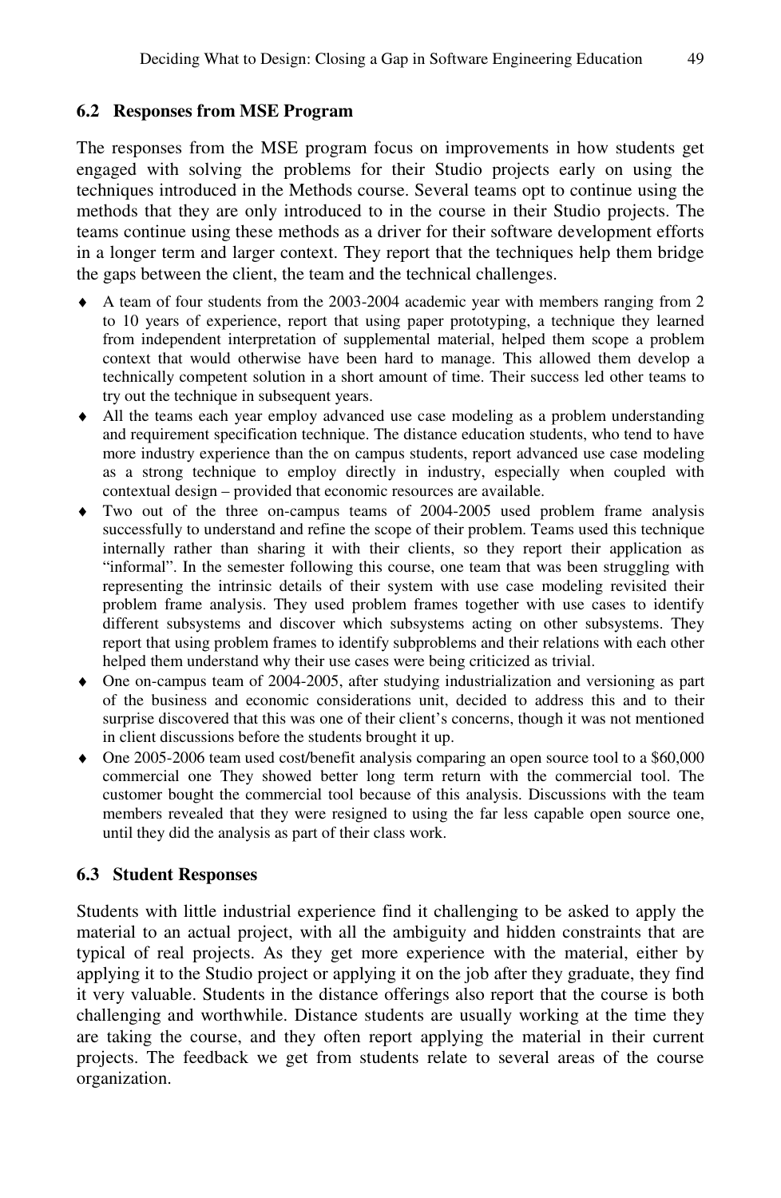### 6.2 Responses from MSE Program

The responses from the MSE program focus on improvements in how students get engaged with solving the problems for their Studio projects early on using the techniques introduced in the Methods course. Several teams opt to continue using the methods that they are only introduced to in the course in their Studio projects. The teams continue using these methods as a driver for their software development efforts in a longer term and larger context. They report that the techniques help them bridge the gaps between the client, the team and the technical challenges.

- A team of four students from the 2003-2004 academic year with members ranging from 2 to 10 years of experience, report that using paper prototyping, a technique they learned from independent interpretation of supplemental material, helped them scope a problem context that would otherwise have been hard to manage. This allowed them develop a technically competent solution in a short amount of time. Their success led other teams to try out the technique in subsequent years.
- All the teams each year employ advanced use case modeling as a problem understanding and requirement specification technique. The distance education students, who tend to have more industry experience than the on campus students, report advanced use case modeling as a strong technique to employ directly in industry, especially when coupled with contextual design – provided that economic resources are available.
- Two out of the three on-campus teams of 2004-2005 used problem frame analysis successfully to understand and refine the scope of their problem. Teams used this technique internally rather than sharing it with their clients, so they report their application as "informal". In the semester following this course, one team that was been struggling with representing the intrinsic details of their system with use case modeling revisited their problem frame analysis. They used problem frames together with use cases to identify different subsystems and discover which subsystems acting on other subsystems. They report that using problem frames to identify subproblems and their relations with each other helped them understand why their use cases were being criticized as trivial.
- One on-campus team of 2004-2005, after studying industrialization and versioning as part of the business and economic considerations unit, decided to address this and to their surprise discovered that this was one of their client's concerns, though it was not mentioned in client discussions before the students brought it up.
- One 2005-2006 team used cost/benefit analysis comparing an open source tool to a $60,000 commercial one They showed better long term return with the commercial tool. The customer bought the commercial tool because of this analysis. Discussions with the team members revealed that they were resigned to using the far less capable open source one, until they did the analysis as part of their class work.

### 6.3 Student Responses

Students with little industrial experience find it challenging to be asked to apply the material to an actual project, with all the ambiguity and hidden constraints that are typical of real projects. As they get more experience with the material, either by applying it to the Studio project or applying it on the job after they graduate, they find it very valuable. Students in the distance offerings also report that the course is both challenging and worthwhile. Distance students are usually working at the time they are taking the course, and they often report applying the material in their current projects. The feedback we get from students relate to several areas of the course organization.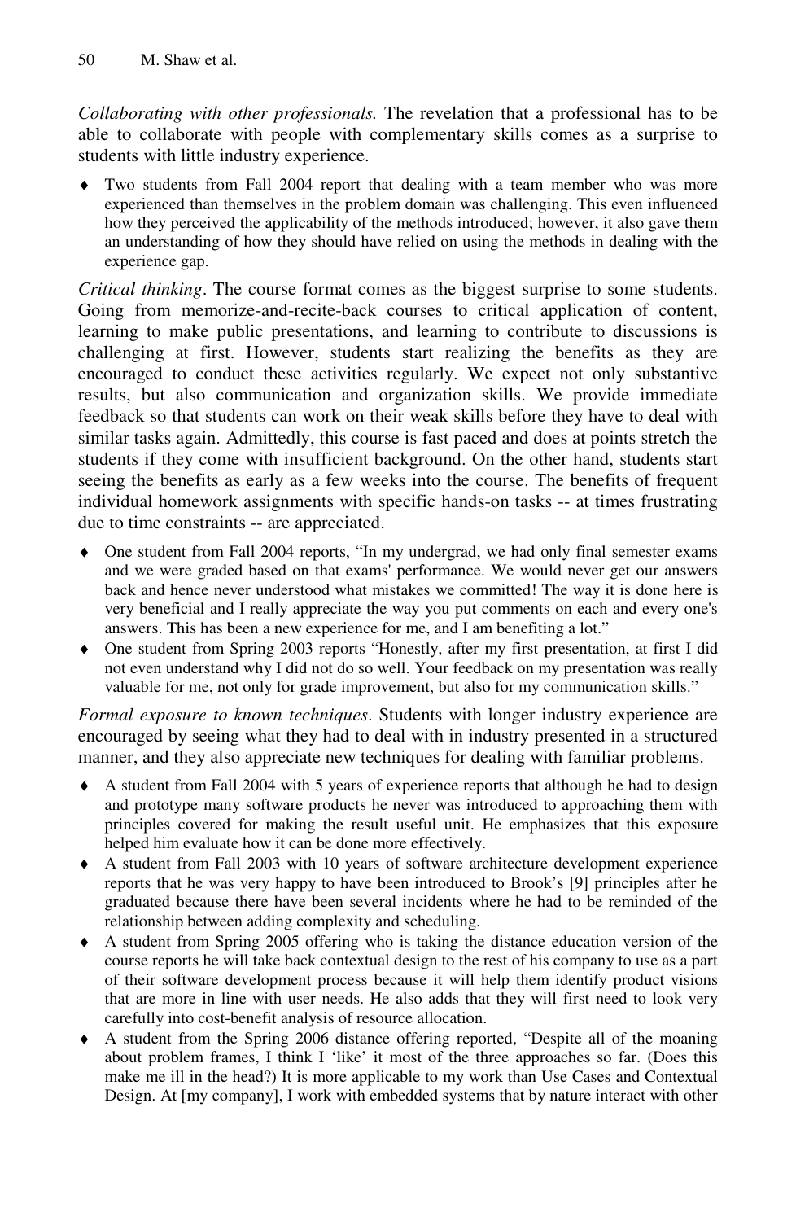*Collaborating with other professionals.* The revelation that a professional has to be able to collaborate with people with complementary skills comes as a surprise to students with little industry experience.

- Two students from Fall 2004 report that dealing with a team member who was more experienced than themselves in the problem domain was challenging. This even influenced how they perceived the applicability of the methods introduced; however, it also gave them an understanding of how they should have relied on using the methods in dealing with the experience gap.

*Critical thinking*. The course format comes as the biggest surprise to some students. Going from memorize-and-recite-back courses to critical application of content, learning to make public presentations, and learning to contribute to discussions is challenging at first. However, students start realizing the benefits as they are encouraged to conduct these activities regularly. We expect not only substantive results, but also communication and organization skills. We provide immediate feedback so that students can work on their weak skills before they have to deal with similar tasks again. Admittedly, this course is fast paced and does at points stretch the students if they come with insufficient background. On the other hand, students start seeing the benefits as early as a few weeks into the course. The benefits of frequent individual homework assignments with specific hands-on tasks -- at times frustrating due to time constraints -- are appreciated.

- One student from Fall 2004 reports, "In my undergrad, we had only final semester exams and we were graded based on that exams' performance. We would never get our answers back and hence never understood what mistakes we committed! The way it is done here is very beneficial and I really appreciate the way you put comments on each and every one's answers. This has been a new experience for me, and I am benefiting a lot."
- One student from Spring 2003 reports "Honestly, after my first presentation, at first I did not even understand why I did not do so well. Your feedback on my presentation was really valuable for me, not only for grade improvement, but also for my communication skills."

*Formal exposure to known techniques*. Students with longer industry experience are encouraged by seeing what they had to deal with in industry presented in a structured manner, and they also appreciate new techniques for dealing with familiar problems.

- A student from Fall 2004 with 5 years of experience reports that although he had to design and prototype many software products he never was introduced to approaching them with principles covered for making the result useful unit. He emphasizes that this exposure helped him evaluate how it can be done more effectively.
- A student from Fall 2003 with 10 years of software architecture development experience reports that he was very happy to have been introduced to Brook's [9] principles after he graduated because there have been several incidents where he had to be reminded of the relationship between adding complexity and scheduling.
- A student from Spring 2005 offering who is taking the distance education version of the course reports he will take back contextual design to the rest of his company to use as a part of their software development process because it will help them identify product visions that are more in line with user needs. He also adds that they will first need to look very carefully into cost-benefit analysis of resource allocation.
- A student from the Spring 2006 distance offering reported, "Despite all of the moaning about problem frames, I think I 'like' it most of the three approaches so far. (Does this make me ill in the head?) It is more applicable to my work than Use Cases and Contextual Design. At [my company], I work with embedded systems that by nature interact with other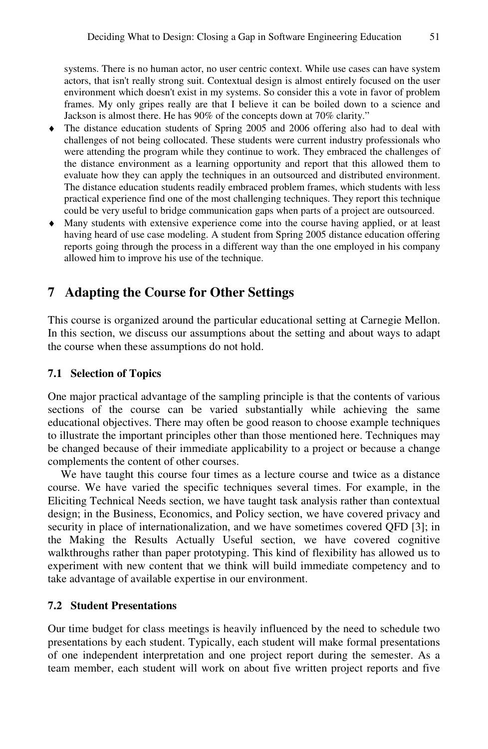systems. There is no human actor, no user centric context. While use cases can have system actors, that isn't really strong suit. Contextual design is almost entirely focused on the user environment which doesn't exist in my systems. So consider this a vote in favor of problem frames. My only gripes really are that I believe it can be boiled down to a science and Jackson is almost there. He has 90% of the concepts down at 70% clarity."

- The distance education students of Spring 2005 and 2006 offering also had to deal with challenges of not being collocated. These students were current industry professionals who were attending the program while they continue to work. They embraced the challenges of the distance environment as a learning opportunity and report that this allowed them to evaluate how they can apply the techniques in an outsourced and distributed environment. The distance education students readily embraced problem frames, which students with less practical experience find one of the most challenging techniques. They report this technique could be very useful to bridge communication gaps when parts of a project are outsourced.
- Many students with extensive experience come into the course having applied, or at least having heard of use case modeling. A student from Spring 2005 distance education offering reports going through the process in a different way than the one employed in his company allowed him to improve his use of the technique.

## 7 Adapting the Course for Other Settings

This course is organized around the particular educational setting at Carnegie Mellon. In this section, we discuss our assumptions about the setting and about ways to adapt the course when these assumptions do not hold.

### 7.1 Selection of Topics

One major practical advantage of the sampling principle is that the contents of various sections of the course can be varied substantially while achieving the same educational objectives. There may often be good reason to choose example techniques to illustrate the important principles other than those mentioned here. Techniques may be changed because of their immediate applicability to a project or because a change complements the content of other courses.

We have taught this course four times as a lecture course and twice as a distance course. We have varied the specific techniques several times. For example, in the Eliciting Technical Needs section, we have taught task analysis rather than contextual design; in the Business, Economics, and Policy section, we have covered privacy and security in place of internationalization, and we have sometimes covered QFD [3]; in the Making the Results Actually Useful section, we have covered cognitive walkthroughs rather than paper prototyping. This kind of flexibility has allowed us to experiment with new content that we think will build immediate competency and to take advantage of available expertise in our environment.

### 7.2 Student Presentations

Our time budget for class meetings is heavily influenced by the need to schedule two presentations by each student. Typically, each student will make formal presentations of one independent interpretation and one project report during the semester. As a team member, each student will work on about five written project reports and five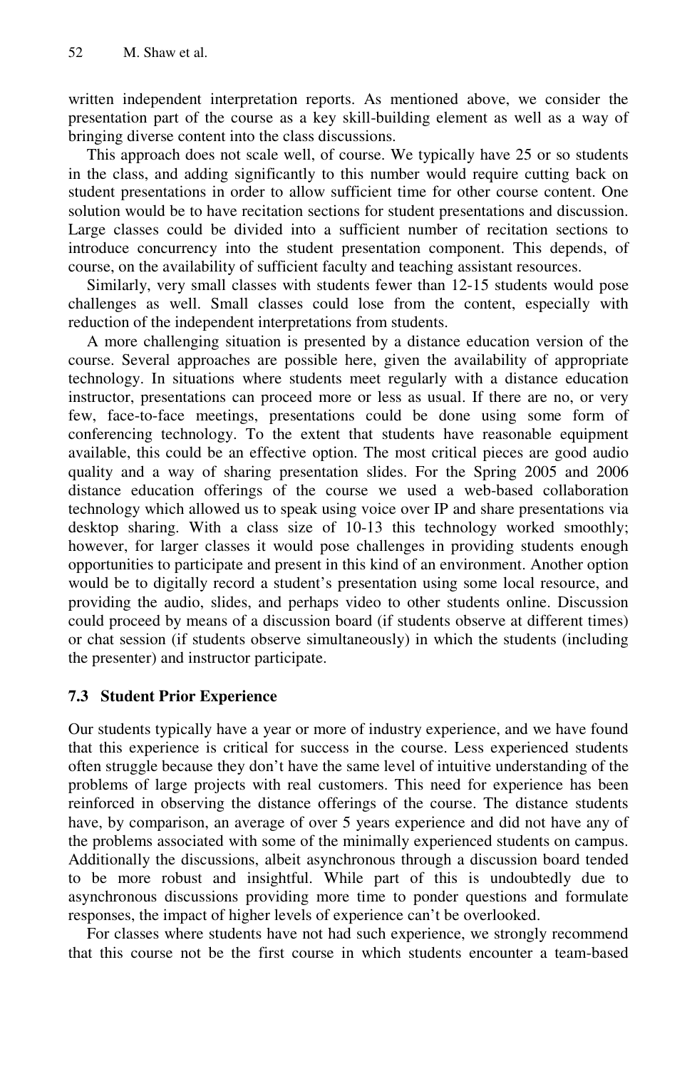written independent interpretation reports. As mentioned above, we consider the presentation part of the course as a key skill-building element as well as a way of bringing diverse content into the class discussions.

This approach does not scale well, of course. We typically have 25 or so students in the class, and adding significantly to this number would require cutting back on student presentations in order to allow sufficient time for other course content. One solution would be to have recitation sections for student presentations and discussion. Large classes could be divided into a sufficient number of recitation sections to introduce concurrency into the student presentation component. This depends, of course, on the availability of sufficient faculty and teaching assistant resources.

Similarly, very small classes with students fewer than 12-15 students would pose challenges as well. Small classes could lose from the content, especially with reduction of the independent interpretations from students.

A more challenging situation is presented by a distance education version of the course. Several approaches are possible here, given the availability of appropriate technology. In situations where students meet regularly with a distance education instructor, presentations can proceed more or less as usual. If there are no, or very few, face-to-face meetings, presentations could be done using some form of conferencing technology. To the extent that students have reasonable equipment available, this could be an effective option. The most critical pieces are good audio quality and a way of sharing presentation slides. For the Spring 2005 and 2006 distance education offerings of the course we used a web-based collaboration technology which allowed us to speak using voice over IP and share presentations via desktop sharing. With a class size of 10-13 this technology worked smoothly; however, for larger classes it would pose challenges in providing students enough opportunities to participate and present in this kind of an environment. Another option would be to digitally record a student's presentation using some local resource, and providing the audio, slides, and perhaps video to other students online. Discussion could proceed by means of a discussion board (if students observe at different times) or chat session (if students observe simultaneously) in which the students (including the presenter) and instructor participate.

### 7.3 Student Prior Experience

Our students typically have a year or more of industry experience, and we have found that this experience is critical for success in the course. Less experienced students often struggle because they don't have the same level of intuitive understanding of the problems of large projects with real customers. This need for experience has been reinforced in observing the distance offerings of the course. The distance students have, by comparison, an average of over 5 years experience and did not have any of the problems associated with some of the minimally experienced students on campus. Additionally the discussions, albeit asynchronous through a discussion board tended to be more robust and insightful. While part of this is undoubtedly due to asynchronous discussions providing more time to ponder questions and formulate responses, the impact of higher levels of experience can't be overlooked.

For classes where students have not had such experience, we strongly recommend that this course not be the first course in which students encounter a team-based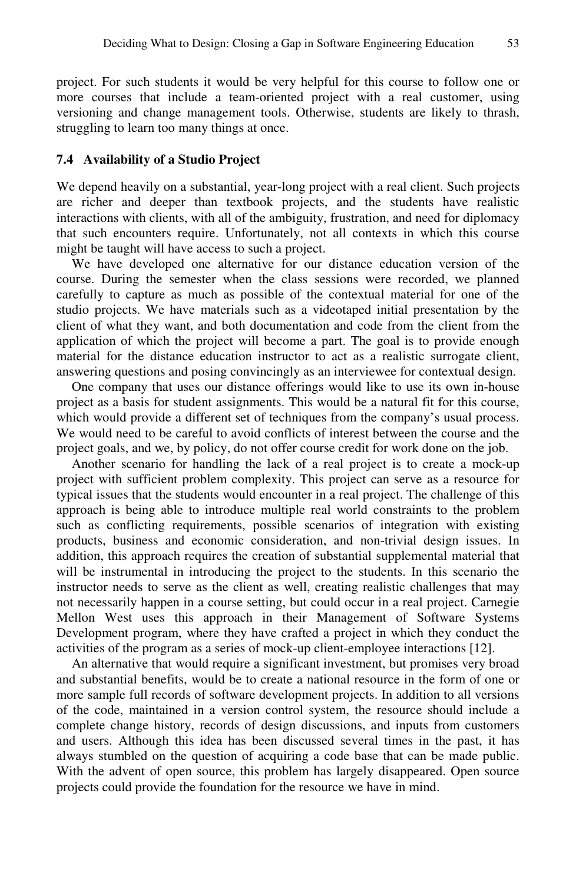project. For such students it would be very helpful for this course to follow one or more courses that include a team-oriented project with a real customer, using versioning and change management tools. Otherwise, students are likely to thrash, struggling to learn too many things at once.

### 7.4 Availability of a Studio Project

We depend heavily on a substantial, year-long project with a real client. Such projects are richer and deeper than textbook projects, and the students have realistic interactions with clients, with all of the ambiguity, frustration, and need for diplomacy that such encounters require. Unfortunately, not all contexts in which this course might be taught will have access to such a project.

We have developed one alternative for our distance education version of the course. During the semester when the class sessions were recorded, we planned carefully to capture as much as possible of the contextual material for one of the studio projects. We have materials such as a videotaped initial presentation by the client of what they want, and both documentation and code from the client from the application of which the project will become a part. The goal is to provide enough material for the distance education instructor to act as a realistic surrogate client, answering questions and posing convincingly as an interviewee for contextual design.

One company that uses our distance offerings would like to use its own in-house project as a basis for student assignments. This would be a natural fit for this course, which would provide a different set of techniques from the company's usual process. We would need to be careful to avoid conflicts of interest between the course and the project goals, and we, by policy, do not offer course credit for work done on the job.

Another scenario for handling the lack of a real project is to create a mock-up project with sufficient problem complexity. This project can serve as a resource for typical issues that the students would encounter in a real project. The challenge of this approach is being able to introduce multiple real world constraints to the problem such as conflicting requirements, possible scenarios of integration with existing products, business and economic consideration, and non-trivial design issues. In addition, this approach requires the creation of substantial supplemental material that will be instrumental in introducing the project to the students. In this scenario the instructor needs to serve as the client as well, creating realistic challenges that may not necessarily happen in a course setting, but could occur in a real project. Carnegie Mellon West uses this approach in their Management of Software Systems Development program, where they have crafted a project in which they conduct the activities of the program as a series of mock-up client-employee interactions [12].

An alternative that would require a significant investment, but promises very broad and substantial benefits, would be to create a national resource in the form of one or more sample full records of software development projects. In addition to all versions of the code, maintained in a version control system, the resource should include a complete change history, records of design discussions, and inputs from customers and users. Although this idea has been discussed several times in the past, it has always stumbled on the question of acquiring a code base that can be made public. With the advent of open source, this problem has largely disappeared. Open source projects could provide the foundation for the resource we have in mind.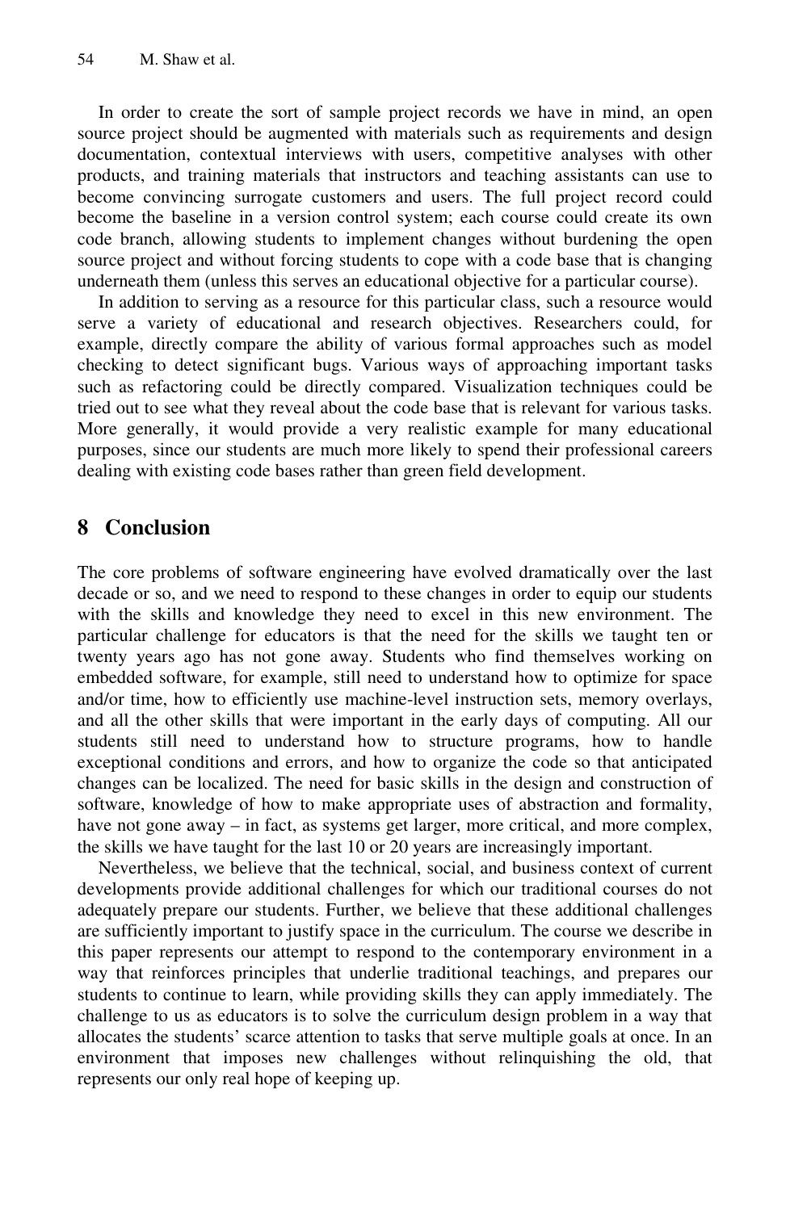In order to create the sort of sample project records we have in mind, an open source project should be augmented with materials such as requirements and design documentation, contextual interviews with users, competitive analyses with other products, and training materials that instructors and teaching assistants can use to become convincing surrogate customers and users. The full project record could become the baseline in a version control system; each course could create its own code branch, allowing students to implement changes without burdening the open source project and without forcing students to cope with a code base that is changing underneath them (unless this serves an educational objective for a particular course).

In addition to serving as a resource for this particular class, such a resource would serve a variety of educational and research objectives. Researchers could, for example, directly compare the ability of various formal approaches such as model checking to detect significant bugs. Various ways of approaching important tasks such as refactoring could be directly compared. Visualization techniques could be tried out to see what they reveal about the code base that is relevant for various tasks. More generally, it would provide a very realistic example for many educational purposes, since our students are much more likely to spend their professional careers dealing with existing code bases rather than green field development.

## 8 Conclusion

The core problems of software engineering have evolved dramatically over the last decade or so, and we need to respond to these changes in order to equip our students with the skills and knowledge they need to excel in this new environment. The particular challenge for educators is that the need for the skills we taught ten or twenty years ago has not gone away. Students who find themselves working on embedded software, for example, still need to understand how to optimize for space and/or time, how to efficiently use machine-level instruction sets, memory overlays, and all the other skills that were important in the early days of computing. All our students still need to understand how to structure programs, how to handle exceptional conditions and errors, and how to organize the code so that anticipated changes can be localized. The need for basic skills in the design and construction of software, knowledge of how to make appropriate uses of abstraction and formality, have not gone away – in fact, as systems get larger, more critical, and more complex, the skills we have taught for the last 10 or 20 years are increasingly important.

Nevertheless, we believe that the technical, social, and business context of current developments provide additional challenges for which our traditional courses do not adequately prepare our students. Further, we believe that these additional challenges are sufficiently important to justify space in the curriculum. The course we describe in this paper represents our attempt to respond to the contemporary environment in a way that reinforces principles that underlie traditional teachings, and prepares our students to continue to learn, while providing skills they can apply immediately. The challenge to us as educators is to solve the curriculum design problem in a way that allocates the students' scarce attention to tasks that serve multiple goals at once. In an environment that imposes new challenges without relinquishing the old, that represents our only real hope of keeping up.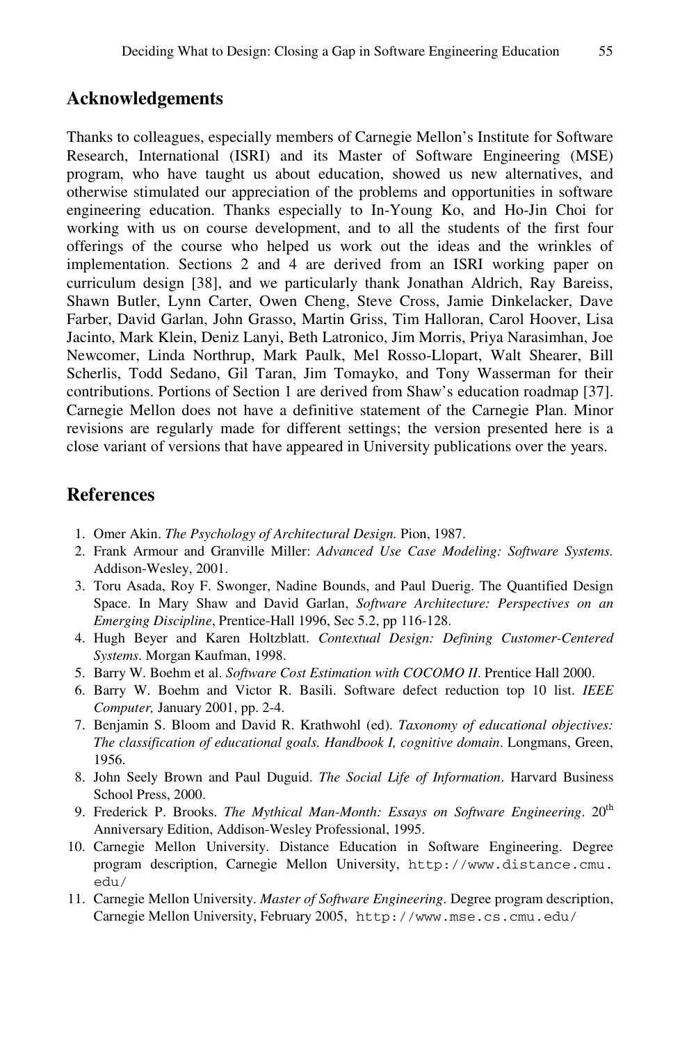## Acknowledgements

Thanks to colleagues, especially members of Carnegie Mellon's Institute for Software Research, International (ISRI) and its Master of Software Engineering (MSE) program, who have taught us about education, showed us new alternatives, and otherwise stimulated our appreciation of the problems and opportunities in software engineering education. Thanks especially to In-Young Ko, and Ho-Jin Choi for working with us on course development, and to all the students of the first four offerings of the course who helped us work out the ideas and the wrinkles of implementation. Sections 2 and 4 are derived from an ISRI working paper on curriculum design [38], and we particularly thank Jonathan Aldrich, Ray Bareiss, Shawn Butler, Lynn Carter, Owen Cheng, Steve Cross, Jamie Dinkelacker, Dave Farber, David Garlan, John Grasso, Martin Griss, Tim Halloran, Carol Hoover, Lisa Jacinto, Mark Klein, Deniz Lanyi, Beth Latronico, Jim Morris, Priya Narasimhan, Joe Newcomer, Linda Northrup, Mark Paulk, Mel Rosso-Llopart, Walt Shearer, Bill Scherlis, Todd Sedano, Gil Taran, Jim Tomayko, and Tony Wasserman for their contributions. Portions of Section 1 are derived from Shaw's education roadmap [37]. Carnegie Mellon does not have a definitive statement of the Carnegie Plan. Minor revisions are regularly made for different settings; the version presented here is a close variant of versions that have appeared in University publications over the years.

## References

1. Omer Akin. *The Psychology of Architectural Design.* Pion, 1987.
2. Frank Armour and Granville Miller: *Advanced Use Case Modeling: Software Systems.* Addison-Wesley, 2001.
3. Toru Asada, Roy F. Swonger, Nadine Bounds, and Paul Duerig. The Quantified Design Space. In Mary Shaw and David Garlan, *Software Architecture: Perspectives on an Emerging Discipline*, Prentice-Hall 1996, Sec 5.2, pp 116-128.
4. Hugh Beyer and Karen Holtzblatt. *Contextual Design: Defining Customer-Centered Systems*. Morgan Kaufman, 1998.
5. Barry W. Boehm et al. *Software Cost Estimation with COCOMO II*. Prentice Hall 2000.
6. Barry W. Boehm and Victor R. Basili. Software defect reduction top 10 list. *IEEE Computer,* January 2001, pp. 2-4.
7. Benjamin S. Bloom and David R. Krathwohl (ed). *Taxonomy of educational objectives: The classification of educational goals. Handbook I, cognitive domain*. Longmans, Green, 1956.
8. John Seely Brown and Paul Duguid. *The Social Life of Information*. Harvard Business School Press, 2000.
9. Frederick P. Brooks. *The Mythical Man-Month: Essays on Software Engineering*. 20th Anniversary Edition, Addison-Wesley Professional, 1995.
10. Carnegie Mellon University. Distance Education in Software Engineering. Degree program description, Carnegie Mellon University, `http://www.distance.cmu.edu/`
11. Carnegie Mellon University. *Master of Software Engineering*. Degree program description, Carnegie Mellon University, February 2005, `http://www.mse.cs.cmu.edu/`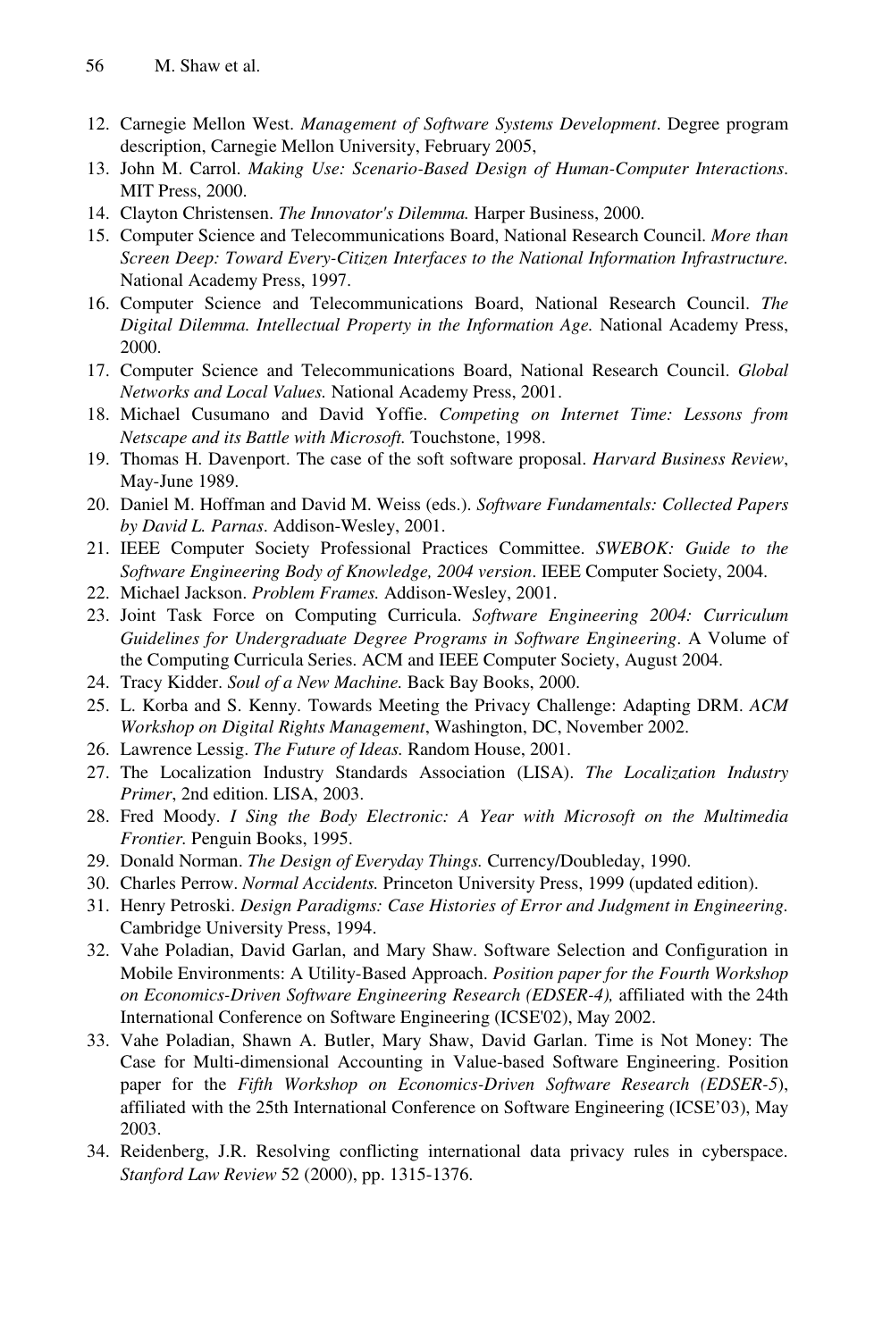12. Carnegie Mellon West. *Management of Software Systems Development*. Degree program description, Carnegie Mellon University, February 2005,
13. John M. Carrol. *Making Use: Scenario-Based Design of Human-Computer Interactions*. MIT Press, 2000.
14. Clayton Christensen. *The Innovator's Dilemma.* Harper Business, 2000.
15. Computer Science and Telecommunications Board, National Research Council. *More than Screen Deep: Toward Every-Citizen Interfaces to the National Information Infrastructure.* National Academy Press, 1997.
16. Computer Science and Telecommunications Board, National Research Council. *The Digital Dilemma. Intellectual Property in the Information Age.* National Academy Press, 2000.
17. Computer Science and Telecommunications Board, National Research Council. *Global Networks and Local Values.* National Academy Press, 2001.
18. Michael Cusumano and David Yoffie. *Competing on Internet Time: Lessons from Netscape and its Battle with Microsoft.* Touchstone, 1998.
19. Thomas H. Davenport. The case of the soft software proposal. *Harvard Business Review*, May-June 1989.
20. Daniel M. Hoffman and David M. Weiss (eds.). *Software Fundamentals: Collected Papers by David L. Parnas*. Addison-Wesley, 2001.
21. IEEE Computer Society Professional Practices Committee. *SWEBOK: Guide to the Software Engineering Body of Knowledge, 2004 version*. IEEE Computer Society, 2004.
22. Michael Jackson. *Problem Frames.* Addison-Wesley, 2001.
23. Joint Task Force on Computing Curricula. *Software Engineering 2004: Curriculum Guidelines for Undergraduate Degree Programs in Software Engineering*. A Volume of the Computing Curricula Series. ACM and IEEE Computer Society, August 2004.
24. Tracy Kidder. *Soul of a New Machine.* Back Bay Books, 2000.
25. L. Korba and S. Kenny. Towards Meeting the Privacy Challenge: Adapting DRM. *ACM Workshop on Digital Rights Management*, Washington, DC, November 2002.
26. Lawrence Lessig. *The Future of Ideas.* Random House, 2001.
27. The Localization Industry Standards Association (LISA). *The Localization Industry Primer*, 2nd edition. LISA, 2003.
28. Fred Moody. *I Sing the Body Electronic: A Year with Microsoft on the Multimedia Frontier.* Penguin Books, 1995.
29. Donald Norman. *The Design of Everyday Things.* Currency/Doubleday, 1990.
30. Charles Perrow. *Normal Accidents.* Princeton University Press, 1999 (updated edition).
31. Henry Petroski. *Design Paradigms: Case Histories of Error and Judgment in Engineering.* Cambridge University Press, 1994.
32. Vahe Poladian, David Garlan, and Mary Shaw. Software Selection and Configuration in Mobile Environments: A Utility-Based Approach. *Position paper for the Fourth Workshop on Economics-Driven Software Engineering Research (EDSER-4),* affiliated with the 24th International Conference on Software Engineering (ICSE'02), May 2002.
33. Vahe Poladian, Shawn A. Butler, Mary Shaw, David Garlan. Time is Not Money: The Case for Multi-dimensional Accounting in Value-based Software Engineering. Position paper for the *Fifth Workshop on Economics-Driven Software Research (EDSER-5)*, affiliated with the 25th International Conference on Software Engineering (ICSE'03), May 2003.
34. Reidenberg, J.R. Resolving conflicting international data privacy rules in cyberspace. *Stanford Law Review* 52 (2000), pp. 1315-1376.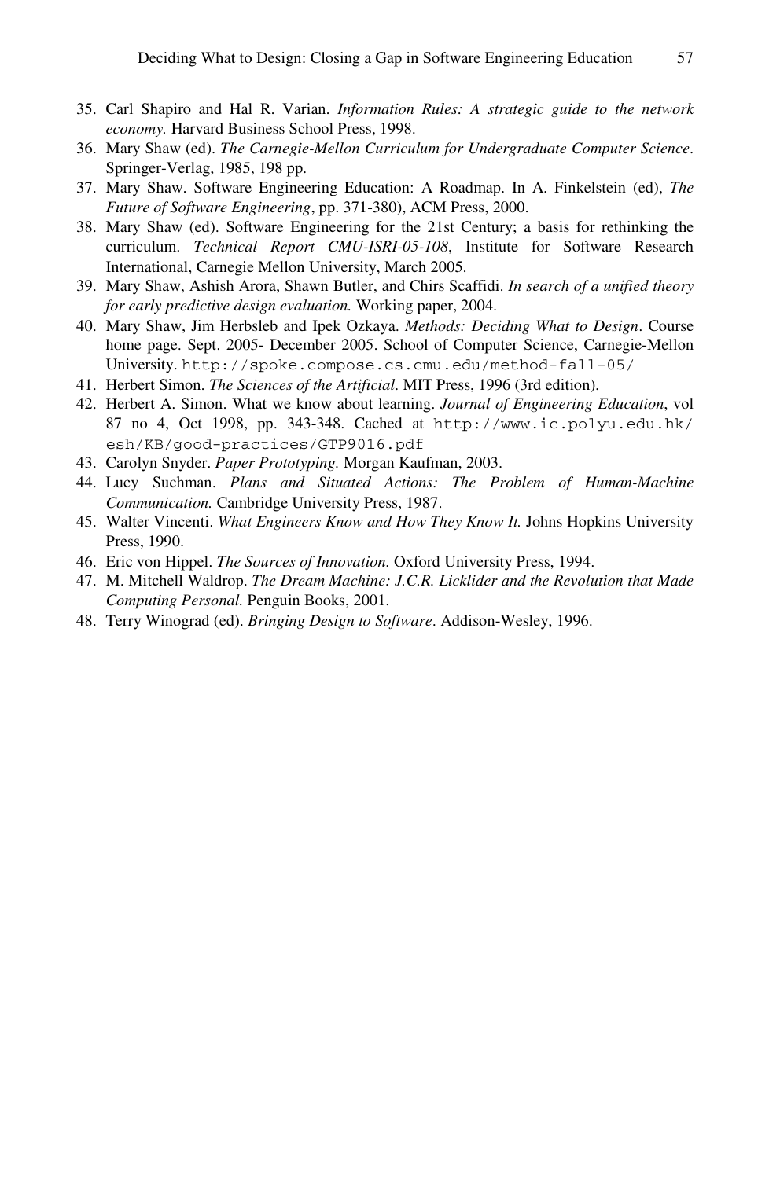35. Carl Shapiro and Hal R. Varian. *Information Rules: A strategic guide to the network economy.* Harvard Business School Press, 1998.
36. Mary Shaw (ed). *The Carnegie-Mellon Curriculum for Undergraduate Computer Science*. Springer-Verlag, 1985, 198 pp.
37. Mary Shaw. Software Engineering Education: A Roadmap. In A. Finkelstein (ed), *The Future of Software Engineering*, pp. 371-380), ACM Press, 2000.
38. Mary Shaw (ed). Software Engineering for the 21st Century; a basis for rethinking the curriculum. *Technical Report CMU-ISRI-05-108*, Institute for Software Research International, Carnegie Mellon University, March 2005.
39. Mary Shaw, Ashish Arora, Shawn Butler, and Chirs Scaffidi. *In search of a unified theory for early predictive design evaluation.* Working paper, 2004.
40. Mary Shaw, Jim Herbsleb and Ipek Ozkaya. *Methods: Deciding What to Design*. Course home page. Sept. 2005- December 2005. School of Computer Science, Carnegie-Mellon University. `http://spoke.compose.cs.cmu.edu/method-fall-05/`
41. Herbert Simon. *The Sciences of the Artificial*. MIT Press, 1996 (3rd edition).
42. Herbert A. Simon. What we know about learning. *Journal of Engineering Education*, vol 87 no 4, Oct 1998, pp. 343-348. Cached at `http://www.ic.polyu.edu.hk/esh/KB/good-practices/GTP9016.pdf`
43. Carolyn Snyder. *Paper Prototyping.* Morgan Kaufman, 2003.
44. Lucy Suchman. *Plans and Situated Actions: The Problem of Human-Machine Communication.* Cambridge University Press, 1987.
45. Walter Vincenti. *What Engineers Know and How They Know It.* Johns Hopkins University Press, 1990.
46. Eric von Hippel. *The Sources of Innovation.* Oxford University Press, 1994.
47. M. Mitchell Waldrop. *The Dream Machine: J.C.R. Licklider and the Revolution that Made Computing Personal.* Penguin Books, 2001.
48. Terry Winograd (ed). *Bringing Design to Software*. Addison-Wesley, 1996.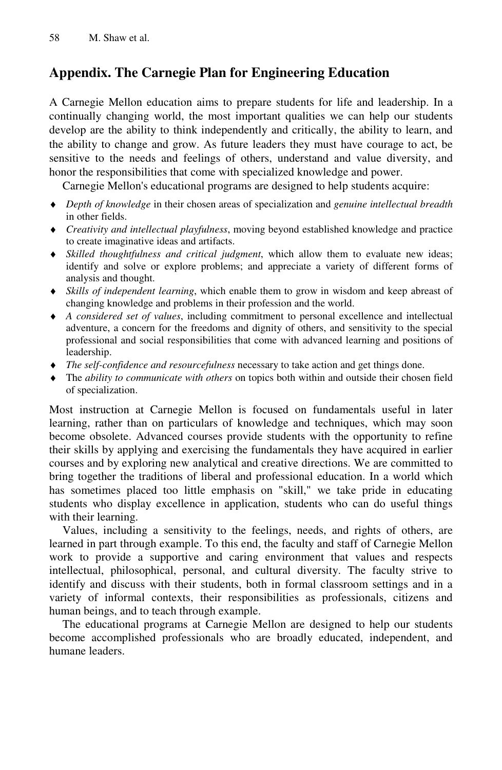## Appendix. The Carnegie Plan for Engineering Education

A Carnegie Mellon education aims to prepare students for life and leadership. In a continually changing world, the most important qualities we can help our students develop are the ability to think independently and critically, the ability to learn, and the ability to change and grow. As future leaders they must have courage to act, be sensitive to the needs and feelings of others, understand and value diversity, and honor the responsibilities that come with specialized knowledge and power.

Carnegie Mellon's educational programs are designed to help students acquire:

- *Depth of knowledge* in their chosen areas of specialization and *genuine intellectual breadth* in other fields.
- *Creativity and intellectual playfulness*, moving beyond established knowledge and practice to create imaginative ideas and artifacts.
- *Skilled thoughtfulness and critical judgment*, which allow them to evaluate new ideas; identify and solve or explore problems; and appreciate a variety of different forms of analysis and thought.
- *Skills of independent learning*, which enable them to grow in wisdom and keep abreast of changing knowledge and problems in their profession and the world.
- *A considered set of values*, including commitment to personal excellence and intellectual adventure, a concern for the freedoms and dignity of others, and sensitivity to the special professional and social responsibilities that come with advanced learning and positions of leadership.
- *The self-confidence and resourcefulness* necessary to take action and get things done.
- The *ability to communicate with others* on topics both within and outside their chosen field of specialization.

Most instruction at Carnegie Mellon is focused on fundamentals useful in later learning, rather than on particulars of knowledge and techniques, which may soon become obsolete. Advanced courses provide students with the opportunity to refine their skills by applying and exercising the fundamentals they have acquired in earlier courses and by exploring new analytical and creative directions. We are committed to bring together the traditions of liberal and professional education. In a world which has sometimes placed too little emphasis on "skill," we take pride in educating students who display excellence in application, students who can do useful things with their learning.

Values, including a sensitivity to the feelings, needs, and rights of others, are learned in part through example. To this end, the faculty and staff of Carnegie Mellon work to provide a supportive and caring environment that values and respects intellectual, philosophical, personal, and cultural diversity. The faculty strive to identify and discuss with their students, both in formal classroom settings and in a variety of informal contexts, their responsibilities as professionals, citizens and human beings, and to teach through example.

The educational programs at Carnegie Mellon are designed to help our students become accomplished professionals who are broadly educated, independent, and humane leaders.